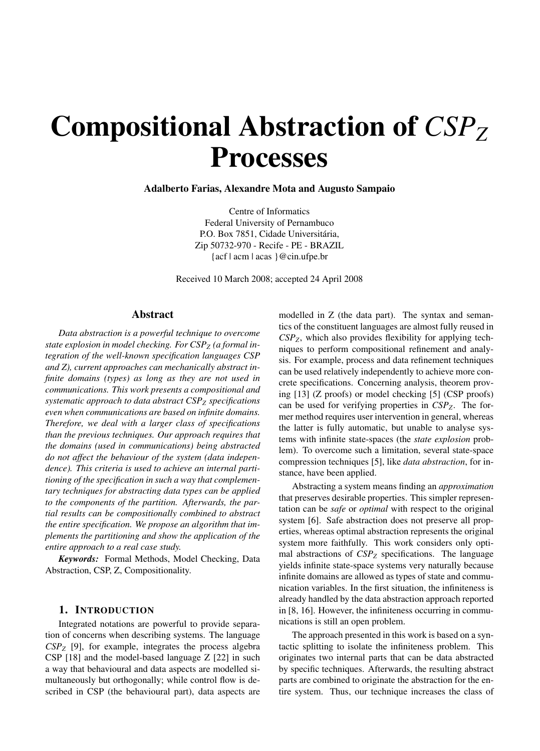# Compositional Abstraction of $CSP_Z$ Processes

**Adalberto Farias, Alexandre Mota and Augusto Sampaio**

Centre of Informatics
Federal University of Pernambuco
P.O. Box 7851, Cidade Universitária,
Zip 50732-970 - Recife - PE - BRAZIL
{acf | acm | acas }@cin.ufpe.br

Received 10 March 2008; accepted 24 April 2008

## Abstract

*Data abstraction is a powerful technique to overcome state explosion in model checking. For $CSP_Z$ (a formal integration of the well-known specification languages CSP and Z), current approaches can mechanically abstract infinite domains (types) as long as they are not used in communications. This work presents a compositional and systematic approach to data abstract $CSP_Z$ specifications even when communications are based on infinite domains. Therefore, we deal with a larger class of specifications than the previous techniques. Our approach requires that the domains (used in communications) being abstracted do not affect the behaviour of the system (data independence). This criteria is used to achieve an internal partitioning of the specification in such a way that complementary techniques for abstracting data types can be applied to the components of the partition. Afterwards, the partial results can be compositionally combined to abstract the entire specification. We propose an algorithm that implements the partitioning and show the application of the entire approach to a real case study.*

***Keywords:*** Formal Methods, Model Checking, Data Abstraction, CSP, Z, Compositionality.

## 1. Introduction

Integrated notations are powerful to provide separation of concerns when describing systems. The language $CSP_Z$ [9], for example, integrates the process algebra CSP [18] and the model-based language Z [22] in such a way that behavioural and data aspects are modelled simultaneously but orthogonally; while control flow is described in CSP (the behavioural part), data aspects are modelled in Z (the data part). The syntax and semantics of the constituent languages are almost fully reused in $CSP_Z$, which also provides flexibility for applying techniques to perform compositional refinement and analysis. For example, process and data refinement techniques can be used relatively independently to achieve more concrete specifications. Concerning analysis, theorem proving [13] (Z proofs) or model checking [5] (CSP proofs) can be used for verifying properties in $CSP_Z$. The former method requires user intervention in general, whereas the latter is fully automatic, but unable to analyse systems with infinite state-spaces (the *state explosion* problem). To overcome such a limitation, several state-space compression techniques [5], like *data abstraction*, for instance, have been applied.

Abstracting a system means finding an *approximation* that preserves desirable properties. This simpler representation can be *safe* or *optimal* with respect to the original system [6]. Safe abstraction does not preserve all properties, whereas optimal abstraction represents the original system more faithfully. This work considers only optimal abstractions of $CSP_Z$ specifications. The language yields infinite state-space systems very naturally because infinite domains are allowed as types of state and communication variables. In the first situation, the infiniteness is already handled by the data abstraction approach reported in [8, 16]. However, the infiniteness occurring in communications is still an open problem.

The approach presented in this work is based on a syntactic splitting to isolate the infiniteness problem. This originates two internal parts that can be data abstracted by specific techniques. Afterwards, the resulting abstract parts are combined to originate the abstraction for the entire system. Thus, our technique increases the class of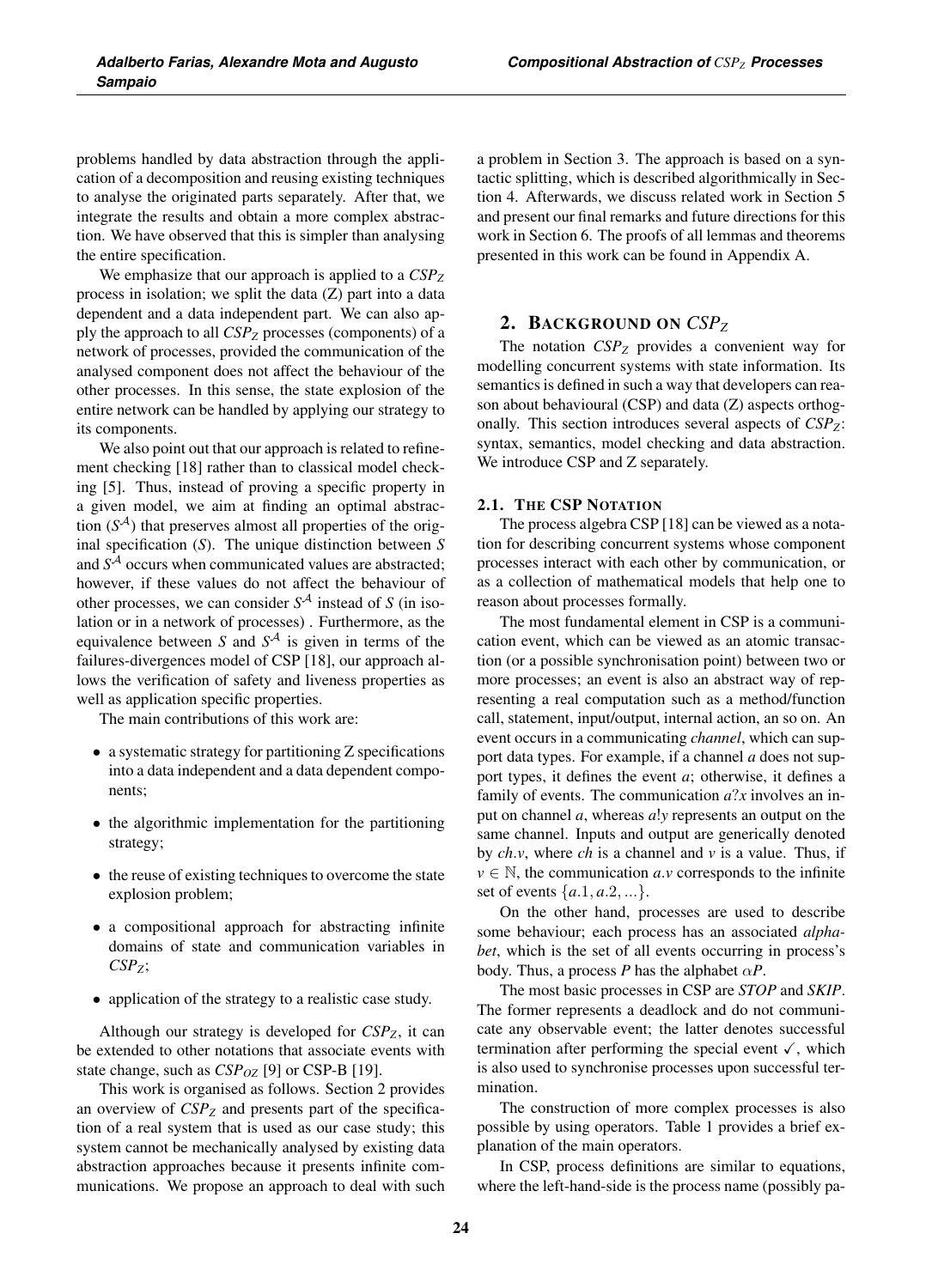problems handled by data abstraction through the application of a decomposition and reusing existing techniques to analyse the originated parts separately. After that, we integrate the results and obtain a more complex abstraction. We have observed that this is simpler than analysing the entire specification.

We emphasize that our approach is applied to a $CSP_Z$ process in isolation; we split the data (Z) part into a data dependent and a data independent part. We can also apply the approach to all $CSP_Z$ processes (components) of a network of processes, provided the communication of the analysed component does not affect the behaviour of the other processes. In this sense, the state explosion of the entire network can be handled by applying our strategy to its components.

We also point out that our approach is related to refinement checking [18] rather than to classical model checking [5]. Thus, instead of proving a specific property in a given model, we aim at finding an optimal abstraction ($S^{\mathcal{A}}$) that preserves almost all properties of the original specification ($S$). The unique distinction between $S$ and $S^{\mathcal{A}}$ occurs when communicated values are abstracted; however, if these values do not affect the behaviour of other processes, we can consider $S^{\mathcal{A}}$ instead of $S$ (in isolation or in a network of processes) . Furthermore, as the equivalence between $S$ and $S^{\mathcal{A}}$ is given in terms of the failures-divergences model of CSP [18], our approach allows the verification of safety and liveness properties as well as application specific properties.

The main contributions of this work are:

- a systematic strategy for partitioning Z specifications into a data independent and a data dependent components;
- the algorithmic implementation for the partitioning strategy;
- the reuse of existing techniques to overcome the state explosion problem;
- a compositional approach for abstracting infinite domains of state and communication variables in $CSP_Z$;
- application of the strategy to a realistic case study.

Although our strategy is developed for $CSP_Z$, it can be extended to other notations that associate events with state change, such as $CSP_{OZ}$ [9] or CSP-B [19].

This work is organised as follows. Section 2 provides an overview of $CSP_Z$ and presents part of the specification of a real system that is used as our case study; this system cannot be mechanically analysed by existing data abstraction approaches because it presents infinite communications. We propose an approach to deal with such a problem in Section 3. The approach is based on a syntactic splitting, which is described algorithmically in Section 4. Afterwards, we discuss related work in Section 5 and present our final remarks and future directions for this work in Section 6. The proofs of all lemmas and theorems presented in this work can be found in Appendix A.

## 2. Background on $CSP_Z$

The notation $CSP_Z$ provides a convenient way for modelling concurrent systems with state information. Its semantics is defined in such a way that developers can reason about behavioural (CSP) and data (Z) aspects orthogonally. This section introduces several aspects of $CSP_Z$: syntax, semantics, model checking and data abstraction. We introduce CSP and Z separately.

### 2.1. The CSP Notation

The process algebra CSP [18] can be viewed as a notation for describing concurrent systems whose component processes interact with each other by communication, or as a collection of mathematical models that help one to reason about processes formally.

The most fundamental element in CSP is a communication event, which can be viewed as an atomic transaction (or a possible synchronisation point) between two or more processes; an event is also an abstract way of representing a real computation such as a method/function call, statement, input/output, internal action, an so on. An event occurs in a communicating *channel*, which can support data types. For example, if a channel $a$ does not support types, it defines the event $a$; otherwise, it defines a family of events. The communication $a?x$ involves an input on channel $a$, whereas $a!y$ represents an output on the same channel. Inputs and output are generically denoted by $ch.v$, where $ch$ is a channel and $v$ is a value. Thus, if $v \in \mathbb{N}$, the communication $a.v$ corresponds to the infinite set of events $\{a.1, a.2, ...\}$.

On the other hand, processes are used to describe some behaviour; each process has an associated *alphabet*, which is the set of all events occurring in process's body. Thus, a process $P$ has the alphabet $\alpha P$.

The most basic processes in CSP are *STOP* and *SKIP*. The former represents a deadlock and do not communicate any observable event; the latter denotes successful termination after performing the special event $\checkmark$, which is also used to synchronise processes upon successful termination.

The construction of more complex processes is also possible by using operators. Table 1 provides a brief explanation of the main operators.

In CSP, process definitions are similar to equations, where the left-hand-side is the process name (possibly pa-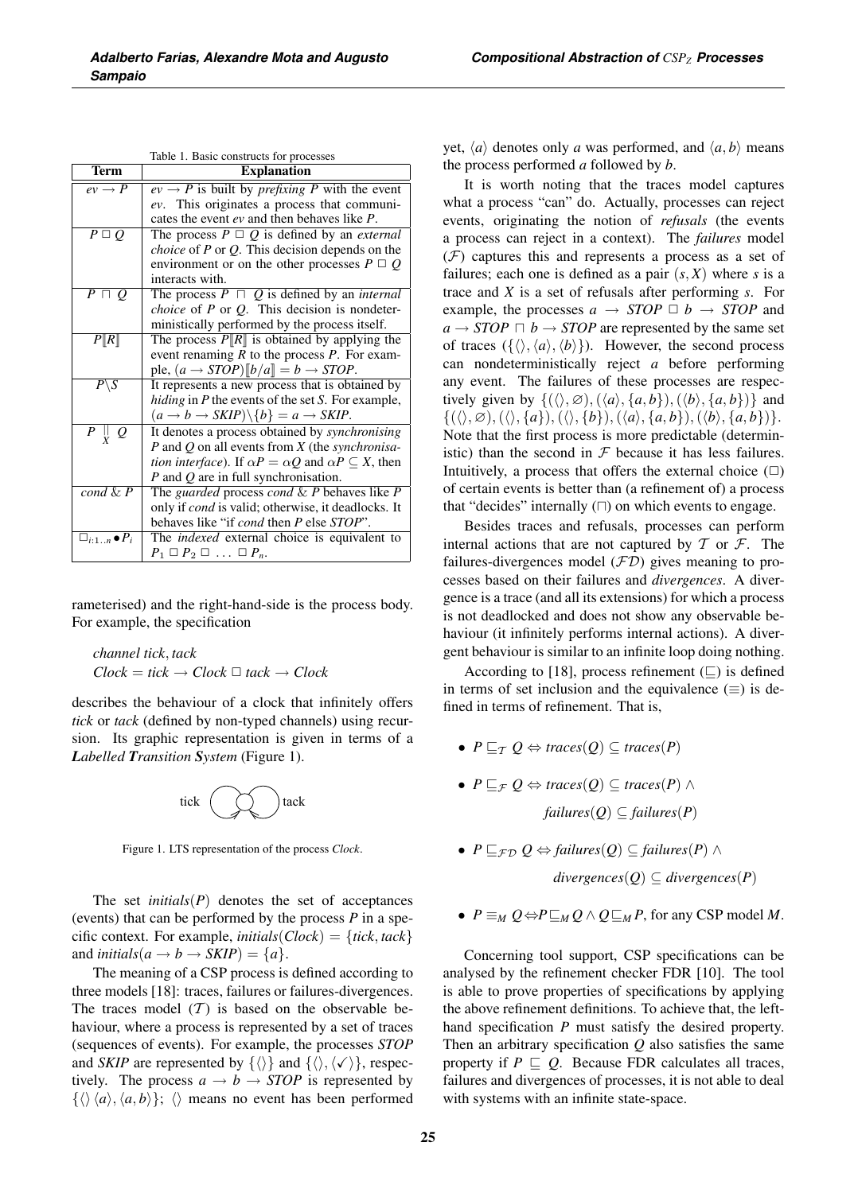Table 1. Basic constructs for processes

| Term | Explanation |
|---|---|
| $ev \rightarrow P$ | $ev \rightarrow P$ is built by *prefixing* $P$ with the event $ev$. This originates a process that communicates the event $ev$ and then behaves like $P$. |
| $P \,\square\, Q$ | The process $P \,\square\, Q$ is defined by an *external choice* of $P$ or $Q$. This decision depends on the environment or on the other processes $P \,\square\, Q$ interacts with. |
| $P \sqcap Q$ | The process $P \sqcap Q$ is defined by an *internal choice* of $P$ or $Q$. This decision is nondeterministically performed by the process itself. |
| $P[\![R]\!]$ | The process $P[\![R]\!]$ is obtained by applying the event renaming $R$ to the process $P$. For example, $(a \rightarrow STOP)[\![b/a]\!] = b \rightarrow STOP$. |
| $P \backslash S$ | It represents a new process that is obtained by *hiding* in $P$ the events of the set $S$. For example, $(a \rightarrow b \rightarrow SKIP) \backslash \{b\} = a \rightarrow SKIP$. |
| $P \underset{X}{\parallel} Q$ | It denotes a process obtained by *synchronising* $P$ and $Q$ on all events from $X$ (the *synchronisation interface*). If $\alpha P = \alpha Q$ and $\alpha P \subseteq X$, then $P$ and $Q$ are in full synchronisation. |
| $cond \,\&\, P$ | The *guarded* process $cond \,\&\, P$ behaves like $P$ only if $cond$ is valid; otherwise, it deadlocks. It behaves like "if $cond$ then $P$ else $STOP$". |
| $\square_{i:1..n} \bullet P_i$ | The *indexed* external choice is equivalent to $P_1 \,\square\, P_2 \,\square\, \ldots \,\square\, P_n$. |

rameterised) and the right-hand-side is the process body. For example, the specification

$$\begin{array}{l} \mathit{channel\ tick, tack} \\ \mathit{Clock} = \mathit{tick} \rightarrow \mathit{Clock} \,\square\, \mathit{tack} \rightarrow \mathit{Clock} \end{array}$$

describes the behaviour of a clock that infinitely offers *tick* or *tack* (defined by non-typed channels) using recursion. Its graphic representation is given in terms of a ***L**abelled **T**ransition **S**ystem* (Figure 1).

Figure 1. LTS representation of the process *Clock*.

The set $initials(P)$ denotes the set of acceptances (events) that can be performed by the process $P$ in a specific context. For example, $initials(Clock) = \{tick, tack\}$ and $initials(a \rightarrow b \rightarrow SKIP) = \{a\}$.

The meaning of a CSP process is defined according to three models [18]: traces, failures or failures-divergences. The traces model ($\mathcal{T}$) is based on the observable behaviour, where a process is represented by a set of traces (sequences of events). For example, the processes *STOP* and *SKIP* are represented by $\{\langle\rangle\}$ and $\{\langle\rangle, \langle\checkmark\rangle\}$, respectively. The process $a \rightarrow b \rightarrow STOP$ is represented by $\{\langle\rangle\, \langle a\rangle, \langle a, b\rangle\}$; $\langle\rangle$ means no event has been performed yet, $\langle a\rangle$ denotes only $a$ was performed, and $\langle a, b\rangle$ means the process performed $a$ followed by $b$.

It is worth noting that the traces model captures what a process "can" do. Actually, processes can reject events, originating the notion of *refusals* (the events a process can reject in a context). The *failures* model ($\mathcal{F}$) captures this and represents a process as a set of failures; each one is defined as a pair $(s, X)$ where $s$ is a trace and $X$ is a set of refusals after performing $s$. For example, the processes $a \rightarrow STOP \,\square\, b \rightarrow STOP$ and $a \rightarrow STOP \sqcap b \rightarrow STOP$ are represented by the same set of traces ($\{\langle\rangle, \langle a\rangle, \langle b\rangle\}$). However, the second process can nondeterministically reject $a$ before performing any event. The failures of these processes are respectively given by $\{(\langle\rangle, \varnothing), (\langle a\rangle, \{a, b\}), (\langle b\rangle, \{a, b\})\}$ and $\{(\langle\rangle, \varnothing), (\langle\rangle, \{a\}), (\langle\rangle, \{b\}), (\langle a\rangle, \{a, b\}), (\langle b\rangle, \{a, b\})\}$. Note that the first process is more predictable (deterministic) than the second in $\mathcal{F}$ because it has less failures. Intuitively, a process that offers the external choice ($\square$) of certain events is better than (a refinement of) a process that "decides" internally ($\sqcap$) on which events to engage.

Besides traces and refusals, processes can perform internal actions that are not captured by $\mathcal{T}$ or $\mathcal{F}$. The failures-divergences model ($\mathcal{FD}$) gives meaning to processes based on their failures and *divergences*. A divergence is a trace (and all its extensions) for which a process is not deadlocked and does not show any observable behaviour (it infinitely performs internal actions). A divergent behaviour is similar to an infinite loop doing nothing.

According to [18], process refinement ($\sqsubseteq$) is defined in terms of set inclusion and the equivalence ($\equiv$) is defined in terms of refinement. That is,

- $P \sqsubseteq_{\mathcal{T}} Q \Leftrightarrow traces(Q) \subseteq traces(P)$
- $P \sqsubseteq_{\mathcal{F}} Q \Leftrightarrow traces(Q) \subseteq traces(P) \wedge failures(Q) \subseteq failures(P)$
- $P \sqsubseteq_{\mathcal{FD}} Q \Leftrightarrow failures(Q) \subseteq failures(P) \wedge divergences(Q) \subseteq divergences(P)$
- $P \equiv_M Q \Leftrightarrow P \sqsubseteq_M Q \wedge Q \sqsubseteq_M P$, for any CSP model $M$.

Concerning tool support, CSP specifications can be analysed by the refinement checker FDR [10]. The tool is able to prove properties of specifications by applying the above refinement definitions. To achieve that, the left-hand specification $P$ must satisfy the desired property. Then an arbitrary specification $Q$ also satisfies the same property if $P \sqsubseteq Q$. Because FDR calculates all traces, failures and divergences of processes, it is not able to deal with systems with an infinite state-space.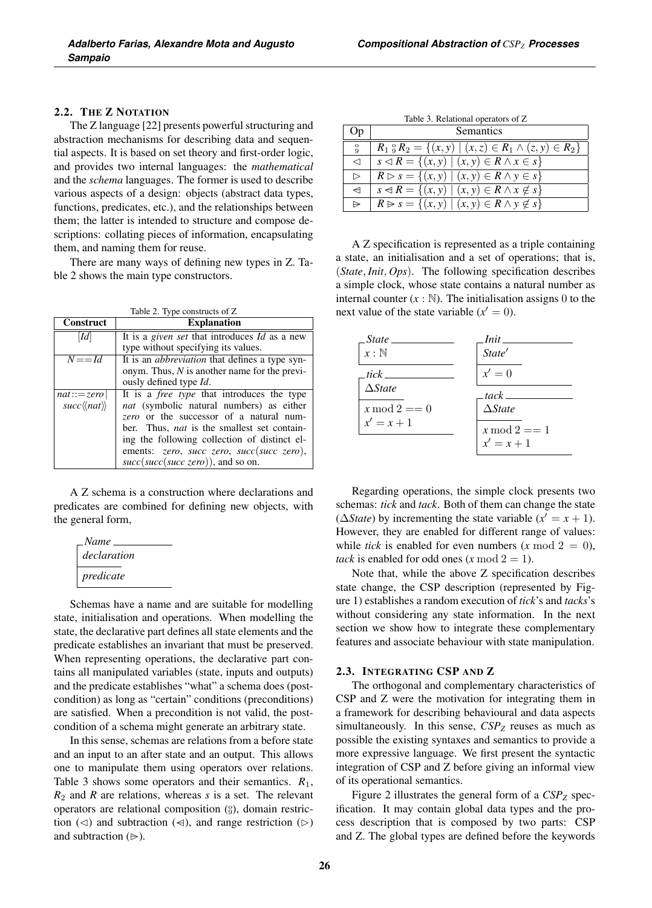## 2.2. THE Z NOTATION

The Z language [22] presents powerful structuring and abstraction mechanisms for describing data and sequential aspects. It is based on set theory and first-order logic, and provides two internal languages: the *mathematical* and the *schema* languages. The former is used to describe various aspects of a design: objects (abstract data types, functions, predicates, etc.), and the relationships between them; the latter is intended to structure and compose descriptions: collating pieces of information, encapsulating them, and naming them for reuse.

There are many ways of defining new types in Z. Table 2 shows the main type constructors.

Table 2. Type constructs of Z

| Construct | Explanation |
|---|---|
| $[Id]$ | It is a *given set* that introduces *Id* as a new type without specifying its values. |
| $N == Id$ | It is an *abbreviation* that defines a type synonym. Thus, *N* is another name for the previously defined type *Id*. |
| $nat ::= zero \mid succ\langle\langle nat \rangle\rangle$ | It is a *free type* that introduces the type *nat* (symbolic natural numbers) as either *zero* or the successor of a natural number. Thus, *nat* is the smallest set containing the following collection of distinct elements: *zero*, *succ zero*, *succ*(*succ zero*), *succ*(*succ*(*succ zero*)), and so on. |

A Z schema is a construction where declarations and predicates are combined for defining new objects, with the general form,

```
┌─ Name ──────────
│ declaration
├─────────────────
│ predicate
└─────────────────
```

Schemas have a name and are suitable for modelling state, initialisation and operations. When modelling the state, the declarative part defines all state elements and the predicate establishes an invariant that must be preserved. When representing operations, the declarative part contains all manipulated variables (state, inputs and outputs) and the predicate establishes "what" a schema does (postcondition) as long as "certain" conditions (preconditions) are satisfied. When a precondition is not valid, the postcondition of a schema might generate an arbitrary state.

In this sense, schemas are relations from a before state and an input to an after state and an output. This allows one to manipulate them using operators over relations. Table 3 shows some operators and their semantics. $R_1$, $R_2$ and $R$ are relations, whereas $s$ is a set. The relevant operators are relational composition ($\fatsemi$), domain restriction ($\lhd$) and subtraction ($\ntrianglelefteq$), and range restriction ($\rhd$) and subtraction ($\ntrianglerighteq$).

Table 3. Relational operators of Z

| Op | Semantics |
|---|---|
| $\fatsemi$ | $R_1 \fatsemi R_2 = \{(x, y) \mid (x, z) \in R_1 \wedge (z, y) \in R_2\}$ |
| $\lhd$ | $s \lhd R = \{(x, y) \mid (x, y) \in R \wedge x \in s\}$ |
| $\rhd$ | $R \rhd s = \{(x, y) \mid (x, y) \in R \wedge y \in s\}$ |
| $\ntrianglelefteq$ | $s \ntrianglelefteq R = \{(x, y) \mid (x, y) \in R \wedge x \notin s\}$ |
| $\ntrianglerighteq$ | $R \ntrianglerighteq s = \{(x, y) \mid (x, y) \in R \wedge y \notin s\}$ |

A Z specification is represented as a triple containing a state, an initialisation and a set of operations; that is, $(State, Init, Ops)$. The following specification describes a simple clock, whose state contains a natural number as internal counter ($x : \mathbb{N}$). The initialisation assigns 0 to the next value of the state variable ($x' = 0$).

```
┌─ State ─────────        ┌─ Init ──────────
│ x : ℕ                   │ State'
└─────────────────        ├─────────────────
                          │ x' = 0
┌─ tick ──────────        └─────────────────
│ ΔState
├─────────────────        ┌─ tack ──────────
│ x mod 2 == 0            │ ΔState
│ x' = x + 1              ├─────────────────
└─────────────────        │ x mod 2 == 1
                          │ x' = x + 1
                          └─────────────────
```

Regarding operations, the simple clock presents two schemas: *tick* and *tack*. Both of them can change the state ($\Delta State$) by incrementing the state variable ($x' = x + 1$). However, they are enabled for different range of values: while *tick* is enabled for even numbers ($x \bmod 2 = 0$), *tack* is enabled for odd ones ($x \bmod 2 = 1$).

Note that, while the above Z specification describes state change, the CSP description (represented by Figure 1) establishes a random execution of *tick*'s and *tacks*'s without considering any state information. In the next section we show how to integrate these complementary features and associate behaviour with state manipulation.

## 2.3. INTEGRATING CSP AND Z

The orthogonal and complementary characteristics of CSP and Z were the motivation for integrating them in a framework for describing behavioural and data aspects simultaneously. In this sense, $CSP_Z$ reuses as much as possible the existing syntaxes and semantics to provide a more expressive language. We first present the syntactic integration of CSP and Z before giving an informal view of its operational semantics.

Figure 2 illustrates the general form of a $CSP_Z$ specification. It may contain global data types and the process description that is composed by two parts: CSP and Z. The global types are defined before the keywords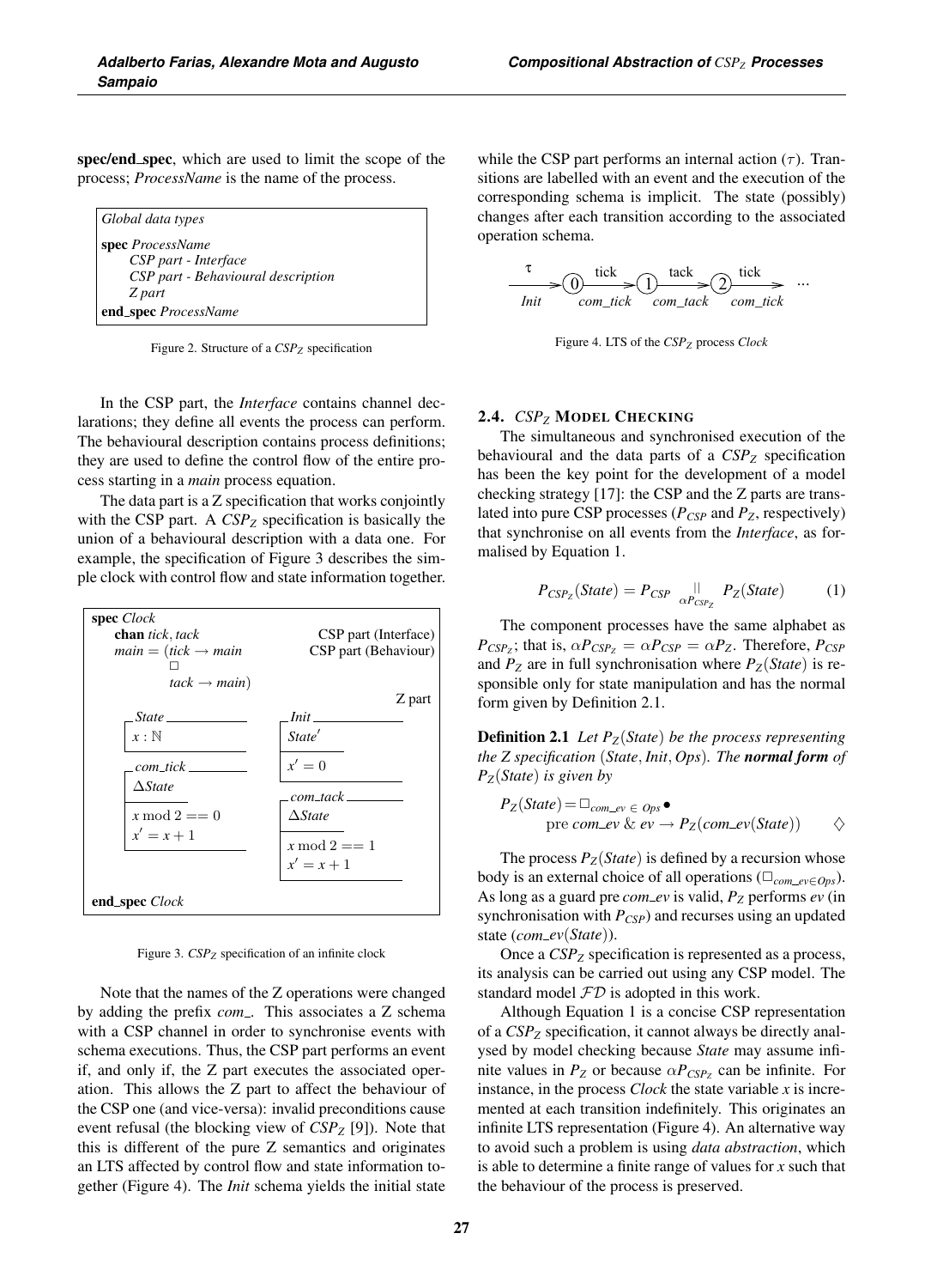**spec/end_spec**, which are used to limit the scope of the process; *ProcessName* is the name of the process.

```
Global data types
spec ProcessName
    CSP part - Interface
    CSP part - Behavioural description
    Z part
end_spec ProcessName
```

Figure 2. Structure of a $CSP_Z$ specification

In the CSP part, the *Interface* contains channel declarations; they define all events the process can perform. The behavioural description contains process definitions; they are used to define the control flow of the entire process starting in a *main* process equation.

The data part is a Z specification that works conjointly with the CSP part. A $CSP_Z$ specification is basically the union of a behavioural description with a data one. For example, the specification of Figure 3 describes the simple clock with control flow and state information together.

```
spec Clock
  chan tick, tack                        CSP part (Interface)
  main = (tick → main                    CSP part (Behaviour)
          □
          tack → main)
                                                       Z part
  ┌ State ─────────          ┌ Init ─────────
  │ x : ℕ                    │ State'
  └────────────────          ├───────────────
                             │ x' = 0
  ┌ com_tick ──────          └───────────────
  │ ΔState                   ┌ com_tack ─────
  ├────────────────          │ ΔState
  │ x mod 2 == 0             ├───────────────
  │ x' = x + 1               │ x mod 2 == 1
  └────────────────          │ x' = x + 1
                             └───────────────
end_spec Clock
```

Figure 3. $CSP_Z$ specification of an infinite clock

Note that the names of the Z operations were changed by adding the prefix *com_*. This associates a Z schema with a CSP channel in order to synchronise events with schema executions. Thus, the CSP part performs an event if, and only if, the Z part executes the associated operation. This allows the Z part to affect the behaviour of the CSP one (and vice-versa): invalid preconditions cause event refusal (the blocking view of $CSP_Z$ [9]). Note that this is different of the pure Z semantics and originates an LTS affected by control flow and state information together (Figure 4). The *Init* schema yields the initial state while the CSP part performs an internal action ($\tau$). Transitions are labelled with an event and the execution of the corresponding schema is implicit. The state (possibly) changes after each transition according to the associated operation schema.

```
  τ          tick          tack          tick
 ───> (0) ─────────> (1) ─────────> (2) ─────────> ...
 Init      com_tick      com_tack      com_tick
```

Figure 4. LTS of the $CSP_Z$ process *Clock*

### 2.4. $CSP_Z$ Model Checking

The simultaneous and synchronised execution of the behavioural and the data parts of a $CSP_Z$ specification has been the key point for the development of a model checking strategy [17]: the CSP and the Z parts are translated into pure CSP processes ($P_{CSP}$ and $P_Z$, respectively) that synchronise on all events from the *Interface*, as formalised by Equation 1.

$$P_{CSP_Z}(State) = P_{CSP} \underset{\alpha P_{CSP_Z}}{\parallel} P_Z(State) \qquad (1)$$

The component processes have the same alphabet as $P_{CSP_Z}$; that is, $\alpha P_{CSP_Z} = \alpha P_{CSP} = \alpha P_Z$. Therefore, $P_{CSP}$ and $P_Z$ are in full synchronisation where $P_Z(State)$ is responsible only for state manipulation and has the normal form given by Definition 2.1.

**Definition 2.1** *Let $P_Z(State)$ be the process representing the Z specification $(State, Init, Ops)$. The **normal form** of $P_Z(State)$ is given by*

$$P_Z(State) = \Box_{com\_ev \,\in\, Ops} \bullet \text{pre } com\_ev \;\&\; ev \rightarrow P_Z(com\_ev(State)) \qquad \diamondsuit$$

The process $P_Z(State)$ is defined by a recursion whose body is an external choice of all operations ($\Box_{com\_ev \in Ops}$). As long as a guard pre *com_ev* is valid, $P_Z$ performs *ev* (in synchronisation with $P_{CSP}$) and recurses using an updated state ($com\_ev(State)$).

Once a $CSP_Z$ specification is represented as a process, its analysis can be carried out using any CSP model. The standard model $\mathcal{FD}$ is adopted in this work.

Although Equation 1 is a concise CSP representation of a $CSP_Z$ specification, it cannot always be directly analysed by model checking because *State* may assume infinite values in $P_Z$ or because $\alpha P_{CSP_Z}$ can be infinite. For instance, in the process *Clock* the state variable $x$ is incremented at each transition indefinitely. This originates an infinite LTS representation (Figure 4). An alternative way to avoid such a problem is using *data abstraction*, which is able to determine a finite range of values for $x$ such that the behaviour of the process is preserved.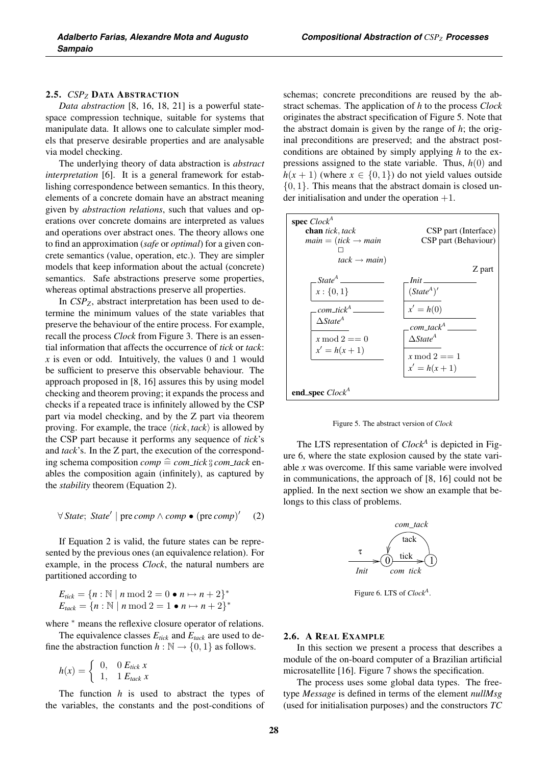### 2.5. $CSP_Z$ DATA ABSTRACTION

*Data abstraction* [8, 16, 18, 21] is a powerful state-space compression technique, suitable for systems that manipulate data. It allows one to calculate simpler models that preserve desirable properties and are analysable via model checking.

The underlying theory of data abstraction is *abstract interpretation* [6]. It is a general framework for establishing correspondence between semantics. In this theory, elements of a concrete domain have an abstract meaning given by *abstraction relations*, such that values and operations over concrete domains are interpreted as values and operations over abstract ones. The theory allows one to find an approximation (*safe* or *optimal*) for a given concrete semantics (value, operation, etc.). They are simpler models that keep information about the actual (concrete) semantics. Safe abstractions preserve some properties, whereas optimal abstractions preserve all properties.

In $CSP_Z$, abstract interpretation has been used to determine the minimum values of the state variables that preserve the behaviour of the entire process. For example, recall the process *Clock* from Figure 3. There is an essential information that affects the occurrence of *tick* or *tack*: $x$ is even or odd. Intuitively, the values 0 and 1 would be sufficient to preserve this observable behaviour. The approach proposed in [8, 16] assures this by using model checking and theorem proving; it expands the process and checks if a repeated trace is infinitely allowed by the CSP part via model checking, and by the Z part via theorem proving. For example, the trace $\langle tick, tack \rangle$ is allowed by the CSP part because it performs any sequence of *tick*'s and *tack*'s. In the Z part, the execution of the corresponding schema composition $comp \mathrel{\widehat=} com\_tick \mathbin{⨟} com\_tack$ enables the composition again (infinitely), as captured by the *stability* theorem (Equation 2).

$$\forall\, State;\ State' \mid \mathrm{pre}\, comp \land comp \bullet (\mathrm{pre}\, comp)' \qquad (2)$$

If Equation 2 is valid, the future states can be represented by the previous ones (an equivalence relation). For example, in the process *Clock*, the natural numbers are partitioned according to

$$E_{tick} = \{n : \mathbb{N} \mid n \bmod 2 = 0 \bullet n \mapsto n+2\}^*$$
$$E_{tack} = \{n : \mathbb{N} \mid n \bmod 2 = 1 \bullet n \mapsto n+2\}^*$$

where $^*$ means the reflexive closure operator of relations.

The equivalence classes $E_{tick}$ and $E_{tack}$ are used to define the abstraction function $h : \mathbb{N} \to \{0, 1\}$ as follows.

$$h(x) = \begin{cases} 0, & 0\ E_{tick}\ x \\ 1, & 1\ E_{tack}\ x \end{cases}$$

The function $h$ is used to abstract the types of the variables, the constants and the post-conditions of schemas; concrete preconditions are reused by the abstract schemas. The application of $h$ to the process *Clock* originates the abstract specification of Figure 5. Note that the abstract domain is given by the range of $h$; the original preconditions are preserved; and the abstract postconditions are obtained by simply applying $h$ to the expressions assigned to the state variable. Thus, $h(0)$ and $h(x+1)$ (where $x \in \{0, 1\}$) do not yield values outside $\{0, 1\}$. This means that the abstract domain is closed under initialisation and under the operation $+1$.

```
spec Clock^A
  chan tick, tack                         CSP part (Interface)
  main = (tick → main                     CSP part (Behaviour)
          □
          tack → main)
                                                        Z part
  ┌ State^A ──────────        ┌ Init ─────────────
  │ x : {0, 1}                │ (State^A)'
  └───────────────────        ├───────────────────
                              │ x' = h(0)
  ┌ com_tick^A ───────        └───────────────────
  │ ΔState^A
  ├───────────────────        ┌ com_tack^A ───────
  │ x mod 2 == 0              │ ΔState^A
  │ x' = h(x + 1)             ├───────────────────
  └───────────────────        │ x mod 2 == 1
                              │ x' = h(x + 1)
                              └───────────────────
end_spec Clock^A
```

Figure 5. The abstract version of *Clock*

The LTS representation of $Clock^A$ is depicted in Figure 6, where the state explosion caused by the state variable $x$ was overcome. If this same variable were involved in communications, the approach of [8, 16] could not be applied. In the next section we show an example that belongs to this class of problems.

Figure 6. LTS of $Clock^A$.

### 2.6. A REAL EXAMPLE

In this section we present a process that describes a module of the on-board computer of a Brazilian artificial microsatellite [16]. Figure 7 shows the specification.

The process uses some global data types. The free-type *Message* is defined in terms of the element *nullMsg* (used for initialisation purposes) and the constructors *TC*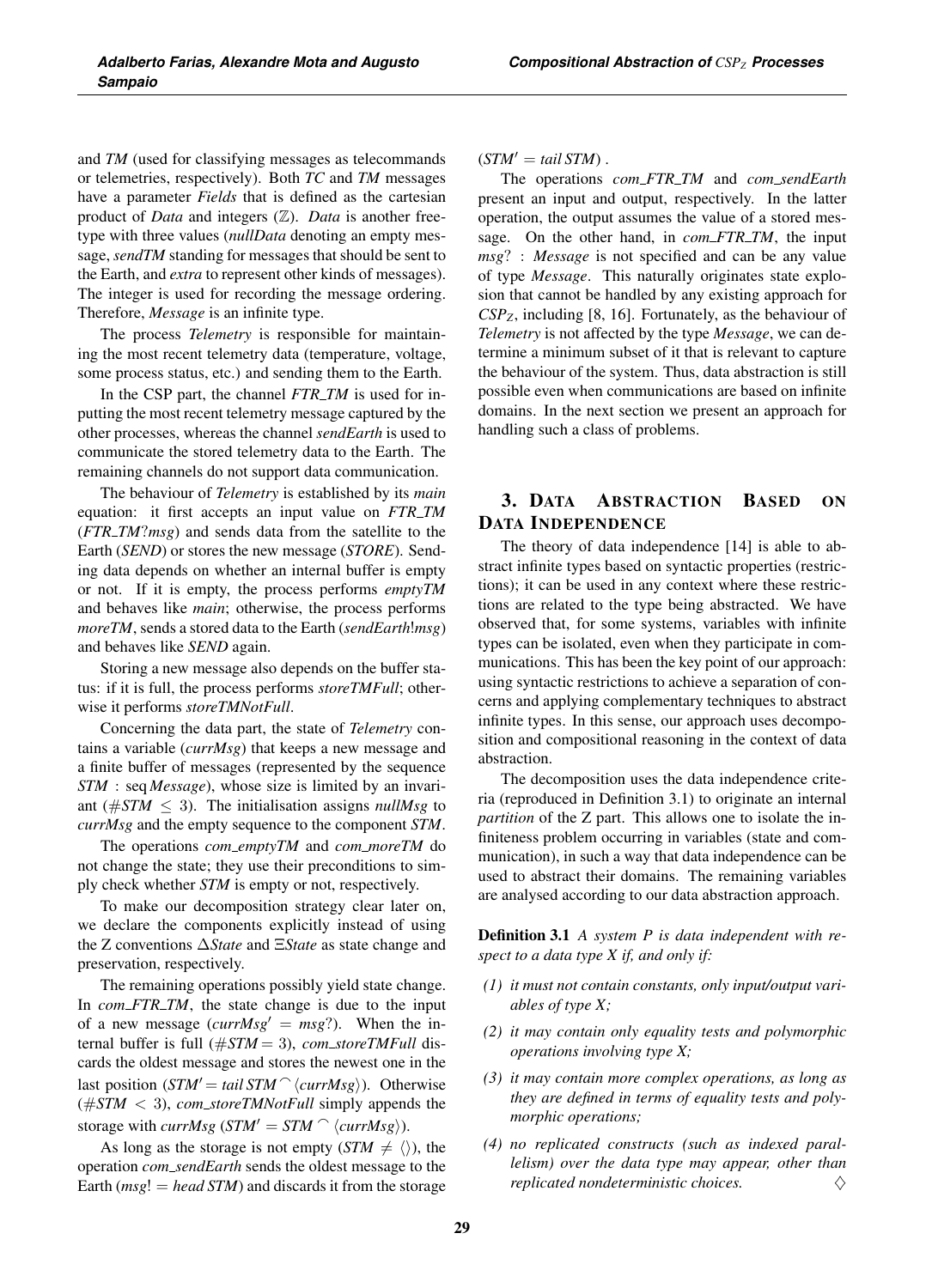and *TM* (used for classifying messages as telecommands or telemetries, respectively). Both *TC* and *TM* messages have a parameter *Fields* that is defined as the cartesian product of *Data* and integers ($\mathbb{Z}$). *Data* is another free-type with three values (*nullData* denoting an empty message, *sendTM* standing for messages that should be sent to the Earth, and *extra* to represent other kinds of messages). The integer is used for recording the message ordering. Therefore, *Message* is an infinite type.

The process *Telemetry* is responsible for maintaining the most recent telemetry data (temperature, voltage, some process status, etc.) and sending them to the Earth.

In the CSP part, the channel *FTR_TM* is used for inputting the most recent telemetry message captured by the other processes, whereas the channel *sendEarth* is used to communicate the stored telemetry data to the Earth. The remaining channels do not support data communication.

The behaviour of *Telemetry* is established by its *main* equation: it first accepts an input value on *FTR_TM* (*FTR_TM?msg*) and sends data from the satellite to the Earth (*SEND*) or stores the new message (*STORE*). Sending data depends on whether an internal buffer is empty or not. If it is empty, the process performs *emptyTM* and behaves like *main*; otherwise, the process performs *moreTM*, sends a stored data to the Earth (*sendEarth!msg*) and behaves like *SEND* again.

Storing a new message also depends on the buffer status: if it is full, the process performs *storeTMFull*; otherwise it performs *storeTMNotFull*.

Concerning the data part, the state of *Telemetry* contains a variable (*currMsg*) that keeps a new message and a finite buffer of messages (represented by the sequence $STM : \mathrm{seq}\, Message$), whose size is limited by an invariant ($\#STM \leq 3$). The initialisation assigns *nullMsg* to *currMsg* and the empty sequence to the component *STM*.

The operations *com_emptyTM* and *com_moreTM* do not change the state; they use their preconditions to simply check whether *STM* is empty or not, respectively.

To make our decomposition strategy clear later on, we declare the components explicitly instead of using the Z conventions $\Delta State$ and $\Xi State$ as state change and preservation, respectively.

The remaining operations possibly yield state change. In *com_FTR_TM*, the state change is due to the input of a new message ($currMsg' = msg?$). When the internal buffer is full ($\#STM = 3$), *com_storeTMFull* discards the oldest message and stores the newest one in the last position ($STM' = tail\, STM \frown \langle currMsg \rangle$). Otherwise ($\#STM < 3$), *com_storeTMNotFull* simply appends the storage with *currMsg* ($STM' = STM \frown \langle currMsg \rangle$).

As long as the storage is not empty ($STM \neq \langle\rangle$), the operation *com_sendEarth* sends the oldest message to the Earth ($msg! = head\, STM$) and discards it from the storage ($STM' = tail\, STM$).

The operations *com_FTR_TM* and *com_sendEarth* present an input and output, respectively. In the latter operation, the output assumes the value of a stored message. On the other hand, in *com_FTR_TM*, the input $msg? : Message$ is not specified and can be any value of type *Message*. This naturally originates state explosion that cannot be handled by any existing approach for $CSP_Z$, including [8, 16]. Fortunately, as the behaviour of *Telemetry* is not affected by the type *Message*, we can determine a minimum subset of it that is relevant to capture the behaviour of the system. Thus, data abstraction is still possible even when communications are based on infinite domains. In the next section we present an approach for handling such a class of problems.

## 3. Data Abstraction Based on Data Independence

The theory of data independence [14] is able to abstract infinite types based on syntactic properties (restrictions); it can be used in any context where these restrictions are related to the type being abstracted. We have observed that, for some systems, variables with infinite types can be isolated, even when they participate in communications. This has been the key point of our approach: using syntactic restrictions to achieve a separation of concerns and applying complementary techniques to abstract infinite types. In this sense, our approach uses decomposition and compositional reasoning in the context of data abstraction.

The decomposition uses the data independence criteria (reproduced in Definition 3.1) to originate an internal *partition* of the Z part. This allows one to isolate the infiniteness problem occurring in variables (state and communication), in such a way that data independence can be used to abstract their domains. The remaining variables are analysed according to our data abstraction approach.

**Definition 3.1** *A system P is data independent with respect to a data type X if, and only if:*

- *(1) it must not contain constants, only input/output variables of type X;*
- *(2) it may contain only equality tests and polymorphic operations involving type X;*
- *(3) it may contain more complex operations, as long as they are defined in terms of equality tests and polymorphic operations;*
- *(4) no replicated constructs (such as indexed parallelism) over the data type may appear, other than replicated nondeterministic choices.* ◇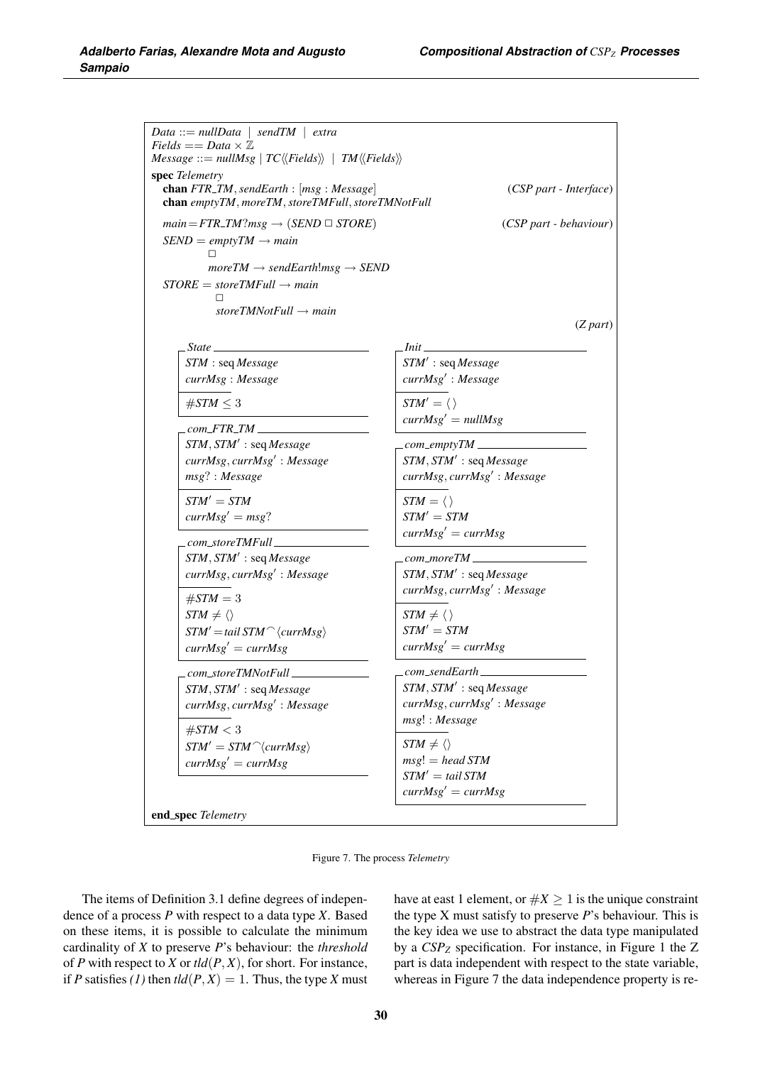```
Data ::= nullData | sendTM | extra
Fields == Data × ℤ
Message ::= nullMsg | TC⟨⟨Fields⟩⟩ | TM⟨⟨Fields⟩⟩

spec Telemetry
  chan FTR_TM, sendEarth : [msg : Message]                    (CSP part - Interface)
  chan emptyTM, moreTM, storeTMFull, storeTMNotFull

  main = FTR_TM?msg → (SEND □ STORE)                          (CSP part - behaviour)
  SEND = emptyTM → main
         □
         moreTM → sendEarth!msg → SEND
  STORE = storeTMFull → main
          □
          storeTMNotFull → main
                                                                          (Z part)
  ┌ State ─────────────────────       ┌ Init ──────────────────────
  │ STM : seq Message                 │ STM' : seq Message
  │ currMsg : Message                 │ currMsg' : Message
  ├─────────────                      ├─────────────
  │ #STM ≤ 3                          │ STM' = ⟨ ⟩
  └────────────────────────────       │ currMsg' = nullMsg
                                      └────────────────────────────
  ┌ com_FTR_TM ────────────────
  │ STM, STM' : seq Message           ┌ com_emptyTM ───────────────
  │ currMsg, currMsg' : Message       │ STM, STM' : seq Message
  │ msg? : Message                    │ currMsg, currMsg' : Message
  ├─────────────                      ├─────────────
  │ STM' = STM                        │ STM = ⟨ ⟩
  │ currMsg' = msg?                   │ STM' = STM
  └────────────────────────────       │ currMsg' = currMsg
                                      └────────────────────────────
  ┌ com_storeTMFull ───────────
  │ STM, STM' : seq Message           ┌ com_moreTM ────────────────
  │ currMsg, currMsg' : Message       │ STM, STM' : seq Message
  ├─────────────                      │ currMsg, currMsg' : Message
  │ #STM = 3                          ├─────────────
  │ STM ≠ ⟨⟩                          │ STM ≠ ⟨⟩
  │ STM' = tail STM ⁀ ⟨currMsg⟩       │ STM' = STM
  │ currMsg' = currMsg                │ currMsg' = currMsg
  └────────────────────────────       └────────────────────────────

  ┌ com_storeTMNotFull ────────       ┌ com_sendEarth ─────────────
  │ STM, STM' : seq Message           │ STM, STM' : seq Message
  │ currMsg, currMsg' : Message       │ currMsg, currMsg' : Message
  ├─────────────                      │ msg! : Message
  │ #STM < 3                          ├─────────────
  │ STM' = STM ⁀ ⟨currMsg⟩            │ STM ≠ ⟨⟩
  │ currMsg' = currMsg                │ msg! = head STM
  └────────────────────────────       │ STM' = tail STM
                                      │ currMsg' = currMsg
                                      └────────────────────────────
end_spec Telemetry
```

Figure 7. The process *Telemetry*

The items of Definition 3.1 define degrees of independence of a process *P* with respect to a data type *X*. Based on these items, it is possible to calculate the minimum cardinality of *X* to preserve *P*'s behaviour: the *threshold* of *P* with respect to *X* or $tld(P, X)$, for short. For instance, if *P* satisfies *(1)* then $tld(P, X) = 1$. Thus, the type *X* must have at east 1 element, or $\#X \geq 1$ is the unique constraint the type X must satisfy to preserve *P*'s behaviour. This is the key idea we use to abstract the data type manipulated by a $CSP_Z$ specification. For instance, in Figure 1 the Z part is data independent with respect to the state variable, whereas in Figure 7 the data independence property is re-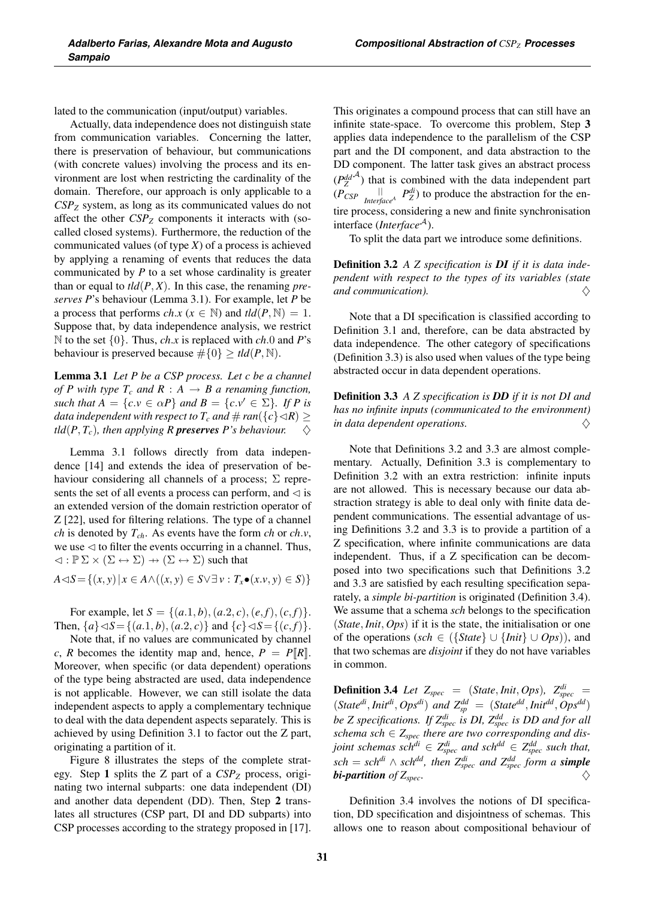lated to the communication (input/output) variables.

Actually, data independence does not distinguish state from communication variables. Concerning the latter, there is preservation of behaviour, but communications (with concrete values) involving the process and its environment are lost when restricting the cardinality of the domain. Therefore, our approach is only applicable to a $CSP_Z$ system, as long as its communicated values do not affect the other $CSP_Z$ components it interacts with (so-called closed systems). Furthermore, the reduction of the communicated values (of type $X$) of a process is achieved by applying a renaming of events that reduces the data communicated by $P$ to a set whose cardinality is greater than or equal to $tld(P,X)$. In this case, the renaming *preserves* $P$'s behaviour (Lemma 3.1). For example, let $P$ be a process that performs $ch.x$ ($x \in \mathbb{N}$) and $tld(P,\mathbb{N}) = 1$. Suppose that, by data independence analysis, we restrict $\mathbb{N}$ to the set $\{0\}$. Thus, $ch.x$ is replaced with $ch.0$ and $P$'s behaviour is preserved because $\#\{0\} \geq tld(P,\mathbb{N})$.

**Lemma 3.1** *Let $P$ be a CSP process. Let $c$ be a channel of $P$ with type $T_c$ and $R : A \to B$ a renaming function, such that $A = \{c.v \in \alpha P\}$ and $B = \{c.v' \in \Sigma\}$. If $P$ is data independent with respect to $T_c$ and $\# ran(\{c\} \lhd R) \geq tld(P,T_c)$, then applying $R$ **preserves** $P$'s behaviour.* $\diamondsuit$

Lemma 3.1 follows directly from data independence [14] and extends the idea of preservation of behaviour considering all channels of a process; $\Sigma$ represents the set of all events a process can perform, and $\lhd$ is an extended version of the domain restriction operator of Z [22], used for filtering relations. The type of a channel $ch$ is denoted by $T_{ch}$. As events have the form $ch$ or $ch.v$, we use $\lhd$ to filter the events occurring in a channel. Thus, $\lhd : \mathbb{P}\,\Sigma \times (\Sigma \leftrightarrow \Sigma) \nrightarrow (\Sigma \leftrightarrow \Sigma)$ such that

$$A \lhd S = \{(x,y) \mid x \in A \wedge ((x,y) \in S \vee \exists\, v : T_x \bullet (x.v, y) \in S)\}$$

For example, let $S = \{(a.1,b),(a.2,c),(e,f),(c,f)\}$. Then, $\{a\} \lhd S = \{(a.1,b),(a.2,c)\}$ and $\{c\} \lhd S = \{(c,f)\}$.

Note that, if no values are communicated by channel $c$, $R$ becomes the identity map and, hence, $P = P[\![R]\!]$. Moreover, when specific (or data dependent) operations of the type being abstracted are used, data independence is not applicable. However, we can still isolate the data independent aspects to apply a complementary technique to deal with the data dependent aspects separately. This is achieved by using Definition 3.1 to factor out the Z part, originating a partition of it.

Figure 8 illustrates the steps of the complete strategy. Step **1** splits the Z part of a $CSP_Z$ process, originating two internal subparts: one data independent (DI) and another data dependent (DD). Then, Step **2** translates all structures (CSP part, DI and DD subparts) into CSP processes according to the strategy proposed in [17]. This originates a compound process that can still have an infinite state-space. To overcome this problem, Step **3** applies data independence to the parallelism of the CSP part and the DI component, and data abstraction to the DD component. The latter task gives an abstract process ($P_Z^{dd\mathcal{A}}$) that is combined with the data independent part ($P_{CSP} \underset{Interface^{\mathcal{A}}}{\parallel} P_Z^{di}$) to produce the abstraction for the entire process, considering a new and finite synchronisation interface ($Interface^{\mathcal{A}}$).

To split the data part we introduce some definitions.

**Definition 3.2** *A Z specification is **DI** if it is data independent with respect to the types of its variables (state and communication).* $\diamondsuit$

Note that a DI specification is classified according to Definition 3.1 and, therefore, can be data abstracted by data independence. The other category of specifications (Definition 3.3) is also used when values of the type being abstracted occur in data dependent operations.

**Definition 3.3** *A Z specification is **DD** if it is not DI and has no infinite inputs (communicated to the environment) in data dependent operations.* $\diamondsuit$

Note that Definitions 3.2 and 3.3 are almost complementary. Actually, Definition 3.3 is complementary to Definition 3.2 with an extra restriction: infinite inputs are not allowed. This is necessary because our data abstraction strategy is able to deal only with finite data dependent communications. The essential advantage of using Definitions 3.2 and 3.3 is to provide a partition of a Z specification, where infinite communications are data independent. Thus, if a Z specification can be decomposed into two specifications such that Definitions 3.2 and 3.3 are satisfied by each resulting specification separately, a *simple bi-partition* is originated (Definition 3.4). We assume that a schema $sch$ belongs to the specification ($State, Init, Ops$) if it is the state, the initialisation or one of the operations ($sch \in (\{State\} \cup \{Init\} \cup Ops)$), and that two schemas are *disjoint* if they do not have variables in common.

**Definition 3.4** *Let $Z_{spec} = (State, Init, Ops)$, $Z_{spec}^{di} = (State^{di}, Init^{di}, Ops^{di})$ and $Z_{sp}^{dd} = (State^{dd}, Init^{dd}, Ops^{dd})$ be Z specifications. If $Z_{spec}^{di}$ is DI, $Z_{spec}^{dd}$ is DD and for all schema $sch \in Z_{spec}$ there are two corresponding and disjoint schemas $sch^{di} \in Z_{spec}^{di}$ and $sch^{dd} \in Z_{spec}^{dd}$ such that, $sch = sch^{di} \wedge sch^{dd}$, then $Z_{spec}^{di}$ and $Z_{spec}^{dd}$ form a **simple bi-partition** of $Z_{spec}$.* $\diamondsuit$

Definition 3.4 involves the notions of DI specification, DD specification and disjointness of schemas. This allows one to reason about compositional behaviour of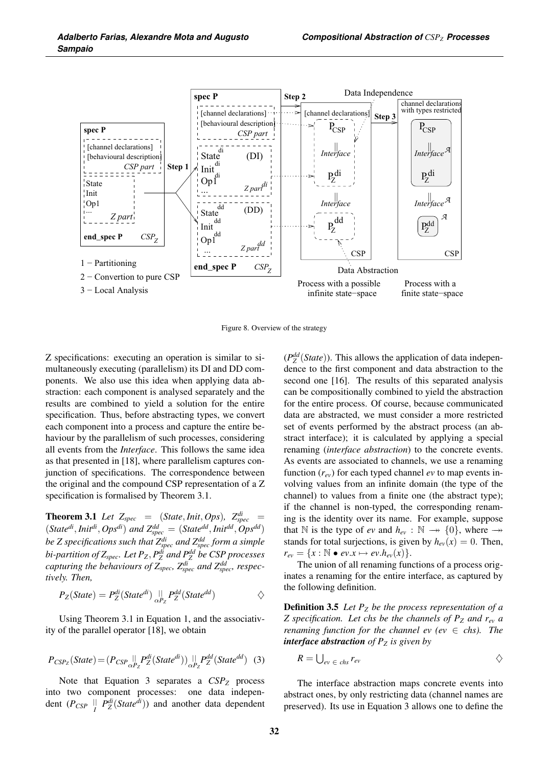Figure 8. Overview of the strategy

Z specifications: executing an operation is similar to simultaneously executing (parallelism) its DI and DD components. We also use this idea when applying data abstraction: each component is analysed separately and the results are combined to yield a solution for the entire specification. Thus, before abstracting types, we convert each component into a process and capture the entire behaviour by the parallelism of such processes, considering all events from the *Interface*. This follows the same idea as that presented in [18], where parallelism captures conjunction of specifications. The correspondence between the original and the compound CSP representation of a Z specification is formalised by Theorem 3.1.

**Theorem 3.1** *Let $Z_{spec} = (State, Init, Ops)$, $Z^{di}_{spec} = (State^{di}, Init^{di}, Ops^{di})$ and $Z^{dd}_{spec} = (State^{dd}, Init^{dd}, Ops^{dd})$ be Z specifications such that $Z^{di}_{spec}$ and $Z^{dd}_{spec}$ form a simple bi-partition of $Z_{spec}$. Let $P_Z$, $P^{di}_Z$ and $P^{dd}_Z$ be CSP processes capturing the behaviours of $Z_{spec}$, $Z^{di}_{spec}$ and $Z^{dd}_{spec}$, respectively. Then,*

$$P_Z(State) = P^{di}_Z(State^{di}) \underset{\alpha P_Z}{||} P^{dd}_Z(State^{dd}) \qquad \diamondsuit$$

Using Theorem 3.1 in Equation 1, and the associativity of the parallel operator [18], we obtain

$$P_{CSP_Z}(State) = (P_{CSP} \underset{\alpha P_Z}{||} P^{di}_Z(State^{di})) \underset{\alpha P_Z}{||} P^{dd}_Z(State^{dd}) \quad (3)$$

Note that Equation 3 separates a $CSP_Z$ process into two component processes: one data independent ($P_{CSP} \underset{I}{||} P^{di}_Z(State^{di})$) and another data dependent ($P^{dd}_Z(State)$). This allows the application of data independence to the first component and data abstraction to the second one [16]. The results of this separated analysis can be compositionally combined to yield the abstraction for the entire process. Of course, because communicated data are abstracted, we must consider a more restricted set of events performed by the abstract process (an abstract interface); it is calculated by applying a special renaming (*interface abstraction*) to the concrete events. As events are associated to channels, we use a renaming function ($r_{ev}$) for each typed channel *ev* to map events involving values from an infinite domain (the type of the channel) to values from a finite one (the abstract type); if the channel is non-typed, the corresponding renaming is the identity over its name. For example, suppose that $\mathbb{N}$ is the type of *ev* and $h_{ev} : \mathbb{N} \twoheadrightarrow \{0\}$, where $\twoheadrightarrow$ stands for total surjections, is given by $h_{ev}(x) = 0$. Then, $r_{ev} = \{x : \mathbb{N} \bullet ev.x \mapsto ev.h_{ev}(x)\}$.

The union of all renaming functions of a process originates a renaming for the entire interface, as captured by the following definition.

**Definition 3.5** *Let $P_Z$ be the process representation of a Z specification. Let chs be the channels of $P_Z$ and $r_{ev}$ a renaming function for the channel ev ($ev \in chs$). The **interface abstraction** of $P_Z$ is given by*

$$R = \bigcup_{ev \in chs} r_{ev} \qquad \diamondsuit$$

The interface abstraction maps concrete events into abstract ones, by only restricting data (channel names are preserved). Its use in Equation 3 allows one to define the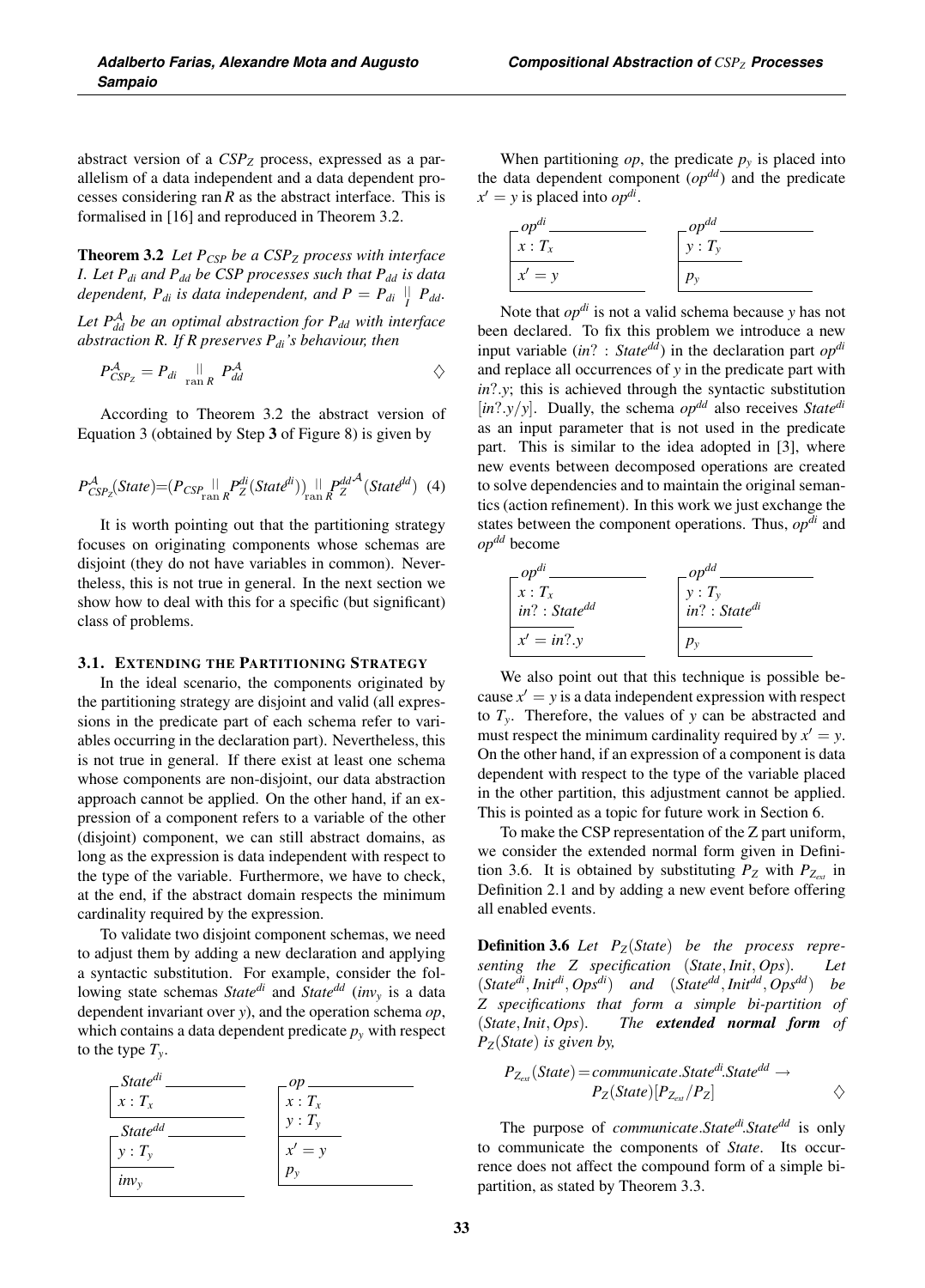abstract version of a $CSP_Z$ process, expressed as a parallelism of a data independent and a data dependent processes considering $\operatorname{ran} R$ as the abstract interface. This is formalised in [16] and reproduced in Theorem 3.2.

**Theorem 3.2** *Let $P_{CSP}$ be a $CSP_Z$ process with interface $I$. Let $P_{di}$ and $P_{dd}$ be CSP processes such that $P_{dd}$ is data dependent, $P_{di}$ is data independent, and $P = P_{di} \underset{I}{\parallel} P_{dd}$. Let $P_{dd}^{\mathcal{A}}$ be an optimal abstraction for $P_{dd}$ with interface abstraction $R$. If $R$ preserves $P_{di}$'s behaviour, then*

$$P_{CSP_Z}^{\mathcal{A}} = P_{di} \underset{\operatorname{ran} R}{\parallel} P_{dd}^{\mathcal{A}} \qquad \diamondsuit$$

According to Theorem 3.2 the abstract version of Equation 3 (obtained by Step **3** of Figure 8) is given by

$$P_{CSP_Z}^{\mathcal{A}}(State) = (P_{CSP} \underset{\operatorname{ran} R}{\parallel} P_Z^{di}(State^{di})) \underset{\operatorname{ran} R}{\parallel} P_Z^{dd\,\mathcal{A}}(State^{dd}) \quad (4)$$

It is worth pointing out that the partitioning strategy focuses on originating components whose schemas are disjoint (they do not have variables in common). Nevertheless, this is not true in general. In the next section we show how to deal with this for a specific (but significant) class of problems.

### 3.1. Extending the Partitioning Strategy

In the ideal scenario, the components originated by the partitioning strategy are disjoint and valid (all expressions in the predicate part of each schema refer to variables occurring in the declaration part). Nevertheless, this is not true in general. If there exist at least one schema whose components are non-disjoint, our data abstraction approach cannot be applied. On the other hand, if an expression of a component refers to a variable of the other (disjoint) component, we can still abstract domains, as long as the expression is data independent with respect to the type of the variable. Furthermore, we have to check, at the end, if the abstract domain respects the minimum cardinality required by the expression.

To validate two disjoint component schemas, we need to adjust them by adding a new declaration and applying a syntactic substitution. For example, consider the following state schemas $State^{di}$ and $State^{dd}$ ($inv_y$ is a data dependent invariant over $y$), and the operation schema $op$, which contains a data dependent predicate $p_y$ with respect to the type $T_y$.

```
┌ State^di ────
│ x : T_x
└──────────────

┌ State^dd ────
│ y : T_y
├──────────────
│ inv_y
└──────────────

┌ op ──────────
│ x : T_x
│ y : T_y
├──────────────
│ x' = y
│ p_y
└──────────────
```

When partitioning $op$, the predicate $p_y$ is placed into the data dependent component ($op^{dd}$) and the predicate $x' = y$ is placed into $op^{di}$.

```
┌ op^di ───────
│ x : T_x
├──────────────
│ x' = y
└──────────────

┌ op^dd ───────
│ y : T_y
├──────────────
│ p_y
└──────────────
```

Note that $op^{di}$ is not a valid schema because $y$ has not been declared. To fix this problem we introduce a new input variable ($in? : State^{dd}$) in the declaration part $op^{di}$ and replace all occurrences of $y$ in the predicate part with $in?.y$; this is achieved through the syntactic substitution $[in?.y/y]$. Dually, the schema $op^{dd}$ also receives $State^{di}$ as an input parameter that is not used in the predicate part. This is similar to the idea adopted in [3], where new events between decomposed operations are created to solve dependencies and to maintain the original semantics (action refinement). In this work we just exchange the states between the component operations. Thus, $op^{di}$ and $op^{dd}$ become

```
┌ op^di ───────
│ x : T_x
│ in? : State^dd
├──────────────
│ x' = in?.y
└──────────────

┌ op^dd ───────
│ y : T_y
│ in? : State^di
├──────────────
│ p_y
└──────────────
```

We also point out that this technique is possible because $x' = y$ is a data independent expression with respect to $T_y$. Therefore, the values of $y$ can be abstracted and must respect the minimum cardinality required by $x' = y$. On the other hand, if an expression of a component is data dependent with respect to the type of the variable placed in the other partition, this adjustment cannot be applied. This is pointed as a topic for future work in Section 6.

To make the CSP representation of the Z part uniform, we consider the extended normal form given in Definition 3.6. It is obtained by substituting $P_Z$ with $P_{Z_{ext}}$ in Definition 2.1 and by adding a new event before offering all enabled events.

**Definition 3.6** *Let $P_Z(State)$ be the process representing the Z specification $(State, Init, Ops)$. Let $(State^{di}, Init^{di}, Ops^{di})$ and $(State^{dd}, Init^{dd}, Ops^{dd})$ be Z specifications that form a simple bi-partition of $(State, Init, Ops)$. The **extended normal form** of $P_Z(State)$ is given by,*

$$P_{Z_{ext}}(State) = communicate.State^{di}.State^{dd} \rightarrow P_Z(State)[P_{Z_{ext}}/P_Z] \qquad \diamondsuit$$

The purpose of $communicate.State^{di}.State^{dd}$ is only to communicate the components of $State$. Its occurrence does not affect the compound form of a simple bi-partition, as stated by Theorem 3.3.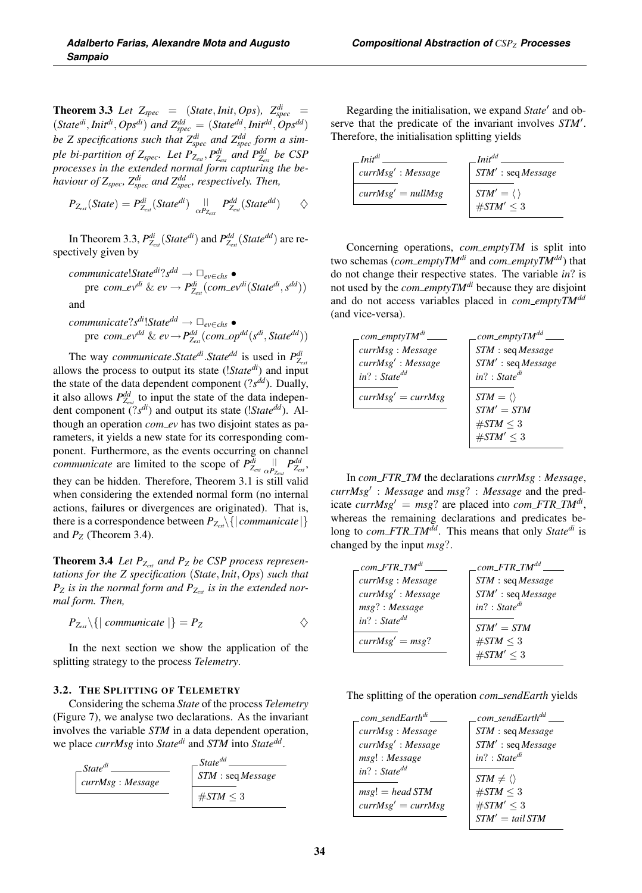**Theorem 3.3** *Let $Z_{spec} = (State, Init, Ops)$, $Z^{di}_{spec} = (State^{di}, Init^{di}, Ops^{di})$ and $Z^{dd}_{spec} = (State^{dd}, Init^{dd}, Ops^{dd})$ be Z specifications such that $Z^{di}_{spec}$ and $Z^{dd}_{spec}$ form a simple bi-partition of $Z_{spec}$. Let $P_{Z_{ext}}$, $P^{di}_{Z_{ext}}$ and $P^{dd}_{Z_{ext}}$ be CSP processes in the extended normal form capturing the behaviour of $Z_{spec}$, $Z^{di}_{spec}$ and $Z^{dd}_{spec}$, respectively. Then,*

$$P_{Z_{ext}}(State) = P^{di}_{Z_{ext}}(State^{di}) \underset{\alpha P_{Z_{ext}}}{\parallel} P^{dd}_{Z_{ext}}(State^{dd}) \qquad \diamondsuit$$

In Theorem 3.3, $P^{di}_{Z_{ext}}(State^{di})$ and $P^{dd}_{Z_{ext}}(State^{dd})$ are respectively given by

$$communicate!State^{di}?s^{dd} \rightarrow \Box_{ev \in chs} \bullet \text{ pre } com\_ev^{di} \;\&\; ev \rightarrow P^{di}_{Z_{ext}}(com\_ev^{di}(State^{di}, s^{dd}))$$

and

$$communicate?s^{di}!State^{dd} \rightarrow \Box_{ev \in chs} \bullet \text{ pre } com\_ev^{dd} \;\&\; ev \rightarrow P^{dd}_{Z_{ext}}(com\_op^{dd}(s^{di}, State^{dd}))$$

The way $communicate.State^{di}.State^{dd}$ is used in $P^{di}_{Z_{ext}}$ allows the process to output its state ($!State^{di}$) and input the state of the data dependent component ($?s^{dd}$). Dually, it also allows $P^{dd}_{Z_{ext}}$ to input the state of the data independent component ($?s^{di}$) and output its state ($!State^{dd}$). Although an operation *com_ev* has two disjoint states as parameters, it yields a new state for its corresponding component. Furthermore, as the events occurring on channel *communicate* are limited to the scope of $P^{di}_{Z_{ext}} \underset{\alpha P_{Z_{ext}}}{\parallel} P^{dd}_{Z_{ext}}$, they can be hidden. Therefore, Theorem 3.1 is still valid when considering the extended normal form (no internal actions, failures or divergences are originated). That is, there is a correspondence between $P_{Z_{ext}} \setminus \{| communicate |\}$ and $P_Z$ (Theorem 3.4).

**Theorem 3.4** *Let $P_{Z_{ext}}$ and $P_Z$ be CSP process representations for the Z specification $(State, Init, Ops)$ such that $P_Z$ is in the normal form and $P_{Z_{ext}}$ is in the extended normal form. Then,*

$$P_{Z_{ext}} \setminus \{| \; communicate \; |\} = P_Z \qquad \diamondsuit$$

In the next section we show the application of the splitting strategy to the process *Telemetry*.

### 3.2. The Splitting of Telemetry

Considering the schema *State* of the process *Telemetry* (Figure 7), we analyse two declarations. As the invariant involves the variable *STM* in a data dependent operation, we place *currMsg* into $State^{di}$ and *STM* into $State^{dd}$.

```
State^di
  currMsg : Message
```

```
State^dd
  STM : seq Message
  ----------------
  #STM ≤ 3
```

Regarding the initialisation, we expand $State'$ and observe that the predicate of the invariant involves $STM'$. Therefore, the initialisation splitting yields

```
Init^di
  currMsg' : Message
  ----------------
  currMsg' = nullMsg
```

```
Init^dd
  STM' : seq Message
  ----------------
  STM' = ⟨⟩
  #STM' ≤ 3
```

Concerning operations, *com_emptyTM* is split into two schemas ($com\_emptyTM^{di}$ and $com\_emptyTM^{dd}$) that do not change their respective states. The variable *in*? is not used by the $com\_emptyTM^{di}$ because they are disjoint and do not access variables placed in $com\_emptyTM^{dd}$ (and vice-versa).

```
com_emptyTM^di
  currMsg : Message
  currMsg' : Message
  in? : State^dd
  ----------------
  currMsg' = currMsg
```

```
com_emptyTM^dd
  STM : seq Message
  STM' : seq Message
  in? : State^di
  ----------------
  STM = ⟨⟩
  STM' = STM
  #STM ≤ 3
  #STM' ≤ 3
```

In *com_FTR_TM* the declarations *currMsg* : *Message*, $currMsg'$ : *Message* and *msg*? : *Message* and the predicate $currMsg' = msg?$ are placed into $com\_FTR\_TM^{di}$, whereas the remaining declarations and predicates belong to $com\_FTR\_TM^{dd}$. This means that only $State^{di}$ is changed by the input *msg*?.

```
com_FTR_TM^di
  currMsg : Message
  currMsg' : Message
  msg? : Message
  in? : State^dd
  ----------------
  currMsg' = msg?
```

```
com_FTR_TM^dd
  STM : seq Message
  STM' : seq Message
  in? : State^di
  ----------------
  STM' = STM
  #STM ≤ 3
  #STM' ≤ 3
```

The splitting of the operation *com_sendEarth* yields

```
com_sendEarth^di
  currMsg : Message
  currMsg' : Message
  msg! : Message
  in? : State^dd
  ----------------
  msg! = head STM
  currMsg' = currMsg
```

```
com_sendEarth^dd
  STM : seq Message
  STM' : seq Message
  in? : State^di
  ----------------
  STM ≠ ⟨⟩
  #STM ≤ 3
  #STM' ≤ 3
  STM' = tail STM
```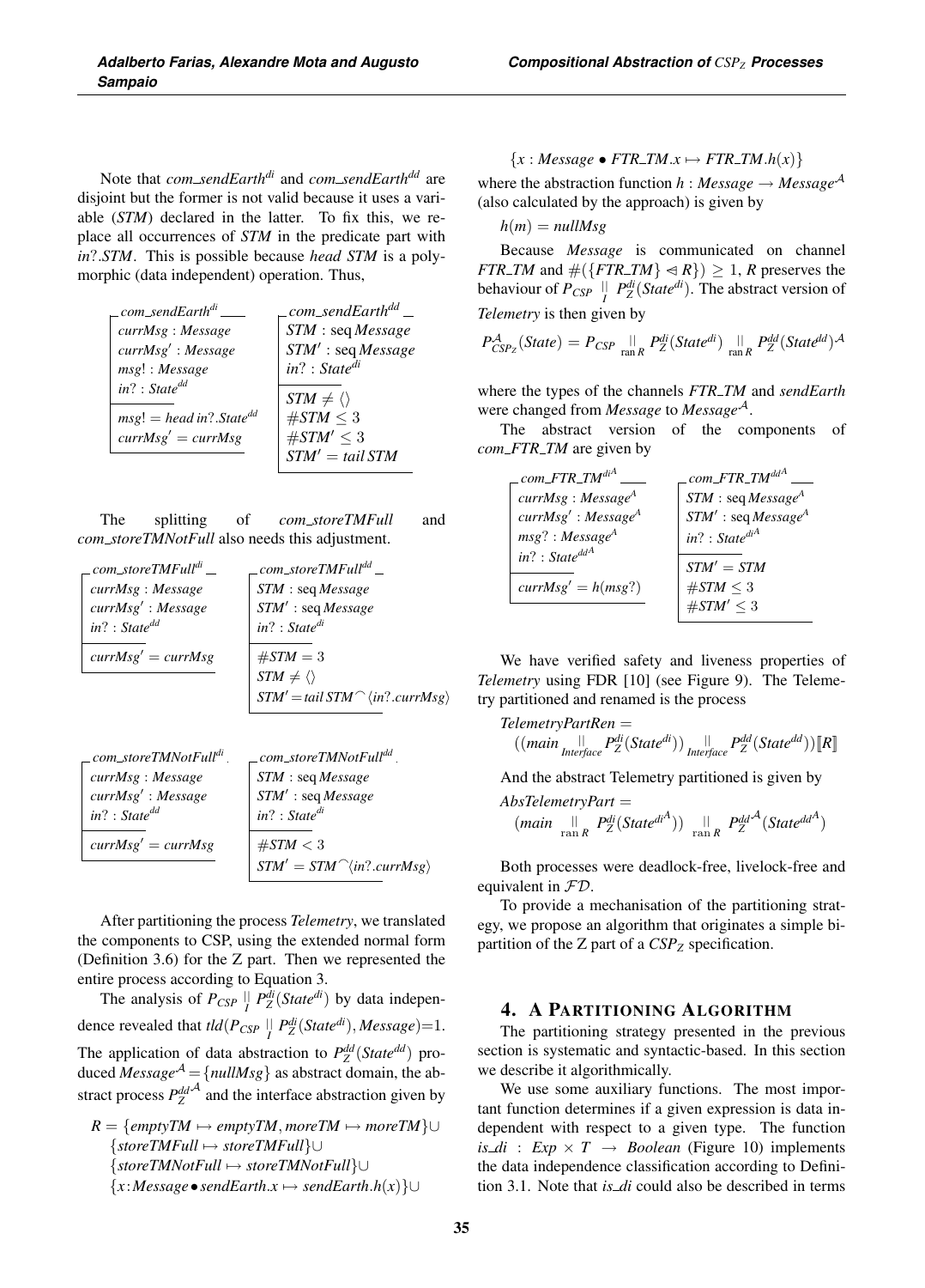Note that $com\_sendEarth^{di}$ and $com\_sendEarth^{dd}$ are disjoint but the former is not valid because it uses a variable ($STM$) declared in the latter. To fix this, we replace all occurrences of $STM$ in the predicate part with $in?.STM$. This is possible because $head\ STM$ is a polymorphic (data independent) operation. Thus,

$$
\begin{array}{l}
\underline{com\_sendEarth^{di}} \\
currMsg : Message \\
currMsg' : Message \\
msg! : Message \\
in? : State^{dd} \\
\hline
msg! = head\ in?.State^{dd} \\
currMsg' = currMsg
\end{array}
\qquad
\begin{array}{l}
\underline{com\_sendEarth^{dd}} \\
STM : \mathrm{seq}\ Message \\
STM' : \mathrm{seq}\ Message \\
in? : State^{di} \\
\hline
STM \neq \langle\rangle \\
\#STM \leq 3 \\
\#STM' \leq 3 \\
STM' = tail\ STM
\end{array}
$$

The splitting of $com\_storeTMFull$ and $com\_storeTMNotFull$ also needs this adjustment.

$$
\begin{array}{l}
\underline{com\_storeTMFull^{di}} \\
currMsg : Message \\
currMsg' : Message \\
in? : State^{dd} \\
\hline
currMsg' = currMsg
\end{array}
\qquad
\begin{array}{l}
\underline{com\_storeTMFull^{dd}} \\
STM : \mathrm{seq}\ Message \\
STM' : \mathrm{seq}\ Message \\
in? : State^{di} \\
\hline
\#STM = 3 \\
STM \neq \langle\rangle \\
STM' = tail\ STM ^\frown \langle in?.currMsg\rangle
\end{array}
$$

$$
\begin{array}{l}
\underline{com\_storeTMNotFull^{di}} \\
currMsg : Message \\
currMsg' : Message \\
in? : State^{dd} \\
\hline
currMsg' = currMsg
\end{array}
\qquad
\begin{array}{l}
\underline{com\_storeTMNotFull^{dd}} \\
STM : \mathrm{seq}\ Message \\
STM' : \mathrm{seq}\ Message \\
in? : State^{di} \\
\hline
\#STM < 3 \\
STM' = STM ^\frown \langle in?.currMsg\rangle
\end{array}
$$

After partitioning the process *Telemetry*, we translated the components to CSP, using the extended normal form (Definition 3.6) for the Z part. Then we represented the entire process according to Equation 3.

The analysis of $P_{CSP} \underset{I}{||} P_Z^{di}(State^{di})$ by data independence revealed that $tld(P_{CSP} \underset{I}{||} P_Z^{di}(State^{di}), Message)$=1. The application of data abstraction to $P_Z^{dd}(State^{dd})$ produced $Message^{\mathcal{A}} = \{nullMsg\}$ as abstract domain, the abstract process $P_Z^{dd^{\mathcal{A}}}$ and the interface abstraction given by

$$
\begin{array}{l}
R = \{emptyTM \mapsto emptyTM, moreTM \mapsto moreTM\} \cup \\
\{storeTMFull \mapsto storeTMFull\} \cup \\
\{storeTMNotFull \mapsto storeTMNotFull\} \cup \\
\{x{:}Message \bullet sendEarth.x \mapsto sendEarth.h(x)\} \cup \\
\{x : Message \bullet FTR\_TM.x \mapsto FTR\_TM.h(x)\}
\end{array}
$$

where the abstraction function $h : Message \rightarrow Message^{\mathcal{A}}$ (also calculated by the approach) is given by

$$h(m) = nullMsg$$

Because *Message* is communicated on channel $FTR\_TM$ and $\#(\{FTR\_TM\} \lhd R\}) \geq 1$, $R$ preserves the behaviour of $P_{CSP} \underset{I}{||} P_Z^{di}(State^{di})$. The abstract version of *Telemetry* is then given by

$$P_{CSP_Z}^{\mathcal{A}}(State) = P_{CSP} \underset{\mathrm{ran}\ R}{||} P_Z^{di}(State^{di}) \underset{\mathrm{ran}\ R}{||} P_Z^{dd}(State^{dd})^{\mathcal{A}}$$

where the types of the channels $FTR\_TM$ and *sendEarth* were changed from *Message* to $Message^{\mathcal{A}}$.

The abstract version of the components of $com\_FTR\_TM$ are given by

$$
\begin{array}{l}
\underline{com\_FTR\_TM^{di^{\mathcal{A}}}} \\
currMsg : Message^{\mathcal{A}} \\
currMsg' : Message^{\mathcal{A}} \\
msg? : Message^{\mathcal{A}} \\
in? : State^{dd^{\mathcal{A}}} \\
\hline
currMsg' = h(msg?)
\end{array}
\qquad
\begin{array}{l}
\underline{com\_FTR\_TM^{dd^{\mathcal{A}}}} \\
STM : \mathrm{seq}\ Message^{\mathcal{A}} \\
STM' : \mathrm{seq}\ Message^{\mathcal{A}} \\
in? : State^{di^{\mathcal{A}}} \\
\hline
STM' = STM \\
\#STM \leq 3 \\
\#STM' \leq 3
\end{array}
$$

We have verified safety and liveness properties of *Telemetry* using FDR [10] (see Figure 9). The Telemetry partitioned and renamed is the process

$$
\begin{array}{l}
TelemetryPartRen = \\
\quad ((main \underset{Interface}{||} P_Z^{di}(State^{di})) \underset{Interface}{||} P_Z^{dd}(State^{dd}))[\![R]\!]
\end{array}
$$

And the abstract Telemetry partitioned is given by

$$
\begin{array}{l}
AbsTelemetryPart = \\
\quad (main \underset{\mathrm{ran}\ R}{||} P_Z^{di}(State^{di^{\mathcal{A}}})) \underset{\mathrm{ran}\ R}{||} P_Z^{dd^{\mathcal{A}}}(State^{dd^{\mathcal{A}}})
\end{array}
$$

Both processes were deadlock-free, livelock-free and equivalent in $\mathcal{FD}$.

To provide a mechanisation of the partitioning strategy, we propose an algorithm that originates a simple bipartition of the Z part of a $CSP_Z$ specification.

## 4. A Partitioning Algorithm

The partitioning strategy presented in the previous section is systematic and syntactic-based. In this section we describe it algorithmically.

We use some auxiliary functions. The most important function determines if a given expression is data independent with respect to a given type. The function $is\_di : Exp \times T \rightarrow Boolean$ (Figure 10) implements the data independence classification according to Definition 3.1. Note that $is\_di$ could also be described in terms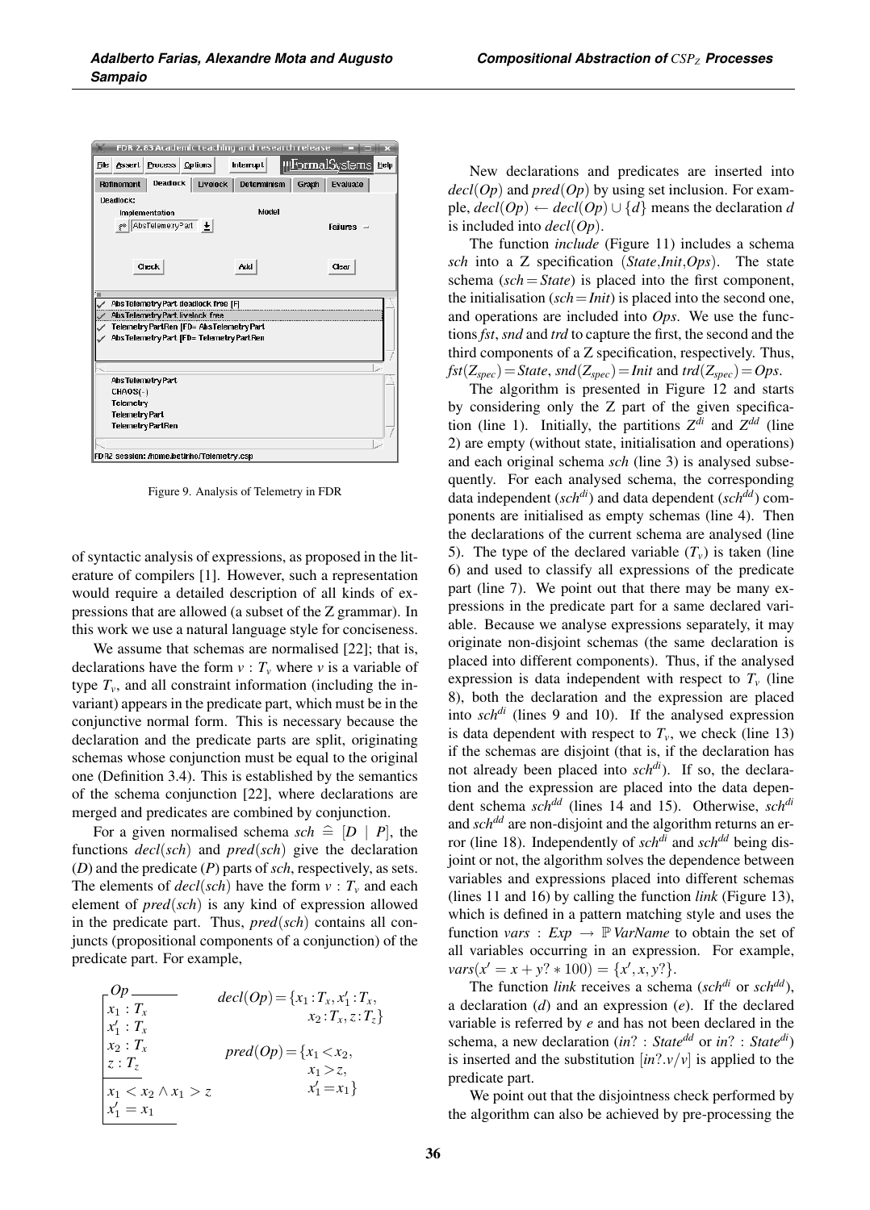Figure 9. Analysis of Telemetry in FDR

of syntactic analysis of expressions, as proposed in the literature of compilers [1]. However, such a representation would require a detailed description of all kinds of expressions that are allowed (a subset of the Z grammar). In this work we use a natural language style for conciseness.

We assume that schemas are normalised [22]; that is, declarations have the form $v : T_v$ where $v$ is a variable of type $T_v$, and all constraint information (including the invariant) appears in the predicate part, which must be in the conjunctive normal form. This is necessary because the declaration and the predicate parts are split, originating schemas whose conjunction must be equal to the original one (Definition 3.4). This is established by the semantics of the schema conjunction [22], where declarations are merged and predicates are combined by conjunction.

For a given normalised schema $sch \mathrel{\widehat=} [D \mid P]$, the functions $decl(sch)$ and $pred(sch)$ give the declaration ($D$) and the predicate ($P$) parts of $sch$, respectively, as sets. The elements of $decl(sch)$ have the form $v : T_v$ and each element of $pred(sch)$ is any kind of expression allowed in the predicate part. Thus, $pred(sch)$ contains all conjuncts (propositional components of a conjunction) of the predicate part. For example,

$$
\begin{array}{l}
\underline{Op\qquad\qquad} \\
x_1 : T_x \\
x_1' : T_x \\
x_2 : T_x \\
z : T_z \\
\hline
x_1 < x_2 \wedge x_1 > z \\
x_1' = x_1
\end{array}
\qquad
\begin{array}{l}
decl(Op) = \{x_1 : T_x, x_1' : T_x, \\
\qquad x_2 : T_x, z : T_z\} \\
\\
pred(Op) = \{x_1 < x_2, \\
\qquad x_1 > z, \\
\qquad x_1' = x_1\}
\end{array}
$$

New declarations and predicates are inserted into $decl(Op)$ and $pred(Op)$ by using set inclusion. For example, $decl(Op) \leftarrow decl(Op) \cup \{d\}$ means the declaration $d$ is included into $decl(Op)$.

The function *include* (Figure 11) includes a schema *sch* into a Z specification (*State*,*Init*,*Ops*). The state schema ($sch = State$) is placed into the first component, the initialisation ($sch = Init$) is placed into the second one, and operations are included into *Ops*. We use the functions *fst*, *snd* and *trd* to capture the first, the second and the third components of a Z specification, respectively. Thus, $fst(Z_{spec}) = State$, $snd(Z_{spec}) = Init$ and $trd(Z_{spec}) = Ops$.

The algorithm is presented in Figure 12 and starts by considering only the Z part of the given specification (line 1). Initially, the partitions $Z^{di}$ and $Z^{dd}$ (line 2) are empty (without state, initialisation and operations) and each original schema *sch* (line 3) is analysed subsequently. For each analysed schema, the corresponding data independent ($sch^{di}$) and data dependent ($sch^{dd}$) components are initialised as empty schemas (line 4). Then the declarations of the current schema are analysed (line 5). The type of the declared variable ($T_v$) is taken (line 6) and used to classify all expressions of the predicate part (line 7). We point out that there may be many expressions in the predicate part for a same declared variable. Because we analyse expressions separately, it may originate non-disjoint schemas (the same declaration is placed into different components). Thus, if the analysed expression is data independent with respect to $T_v$ (line 8), both the declaration and the expression are placed into $sch^{di}$ (lines 9 and 10). If the analysed expression is data dependent with respect to $T_v$, we check (line 13) if the schemas are disjoint (that is, if the declaration has not already been placed into $sch^{di}$). If so, the declaration and the expression are placed into the data dependent schema $sch^{dd}$ (lines 14 and 15). Otherwise, $sch^{di}$ and $sch^{dd}$ are non-disjoint and the algorithm returns an error (line 18). Independently of $sch^{di}$ and $sch^{dd}$ being disjoint or not, the algorithm solves the dependence between variables and expressions placed into different schemas (lines 11 and 16) by calling the function *link* (Figure 13), which is defined in a pattern matching style and uses the function $vars : Exp \rightarrow \mathbb{P}\, VarName$ to obtain the set of all variables occurring in an expression. For example, $vars(x' = x + y? * 100) = \{x', x, y?\}$.

The function *link* receives a schema ($sch^{di}$ or $sch^{dd}$), a declaration ($d$) and an expression ($e$). If the declared variable is referred by $e$ and has not been declared in the schema, a new declaration ($in? : State^{dd}$ or $in? : State^{di}$) is inserted and the substitution $[in?.v/v]$ is applied to the predicate part.

We point out that the disjointness check performed by the algorithm can also be achieved by pre-processing the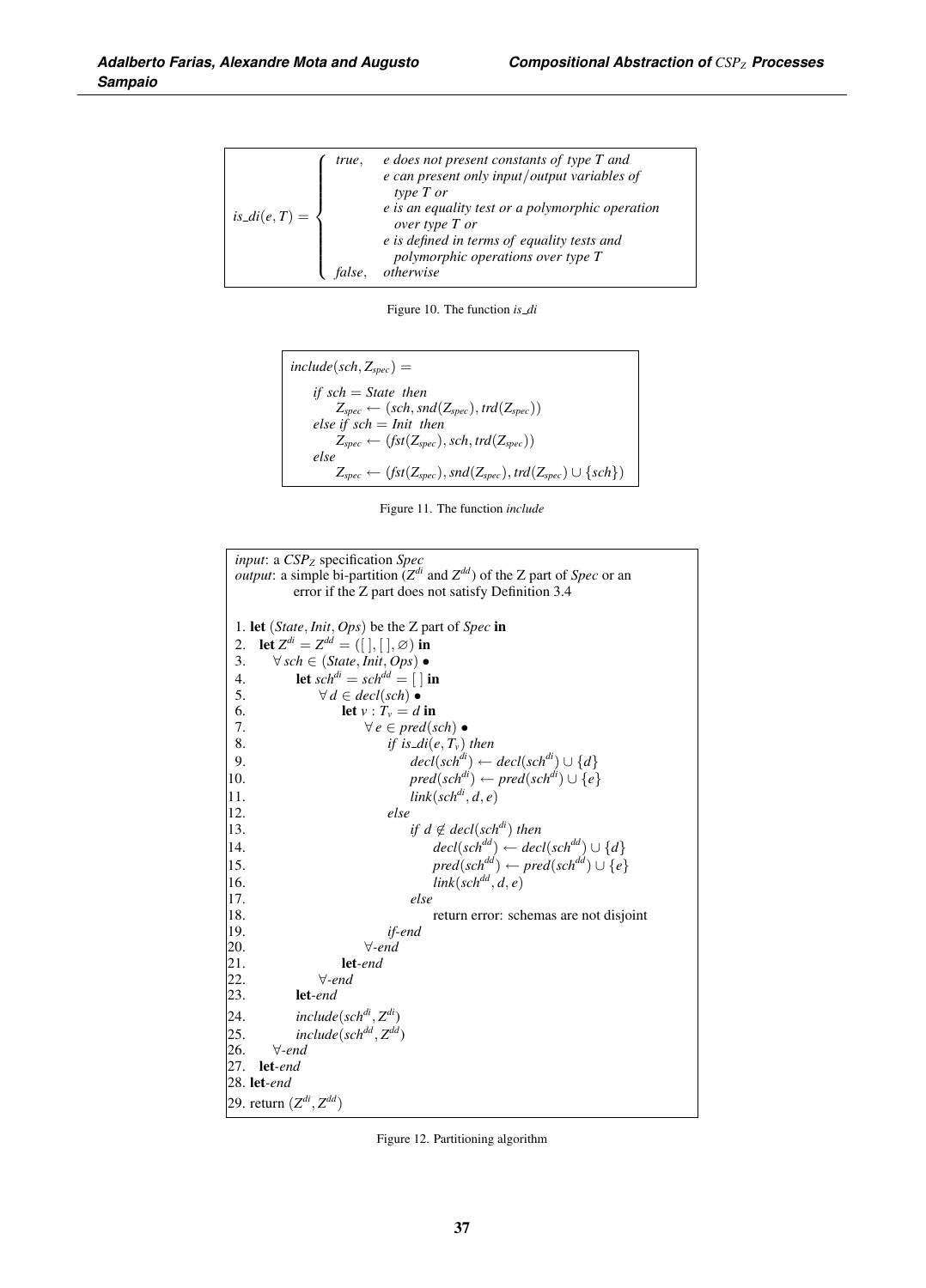$$
is\_di(e, T) = \begin{cases} true, & \text{e does not present constants of type T and} \\ & \text{e can present only input/output variables of} \\ & \quad \text{type T or} \\ & \text{e is an equality test or a polymorphic operation} \\ & \quad \text{over type T or} \\ & \text{e is defined in terms of equality tests and} \\ & \quad \text{polymorphic operations over type T} \\ false, & \text{otherwise} \end{cases}
$$

Figure 10. The function *is_di*

$include(sch, Z_{spec}) =$

&nbsp;&nbsp;&nbsp;&nbsp;*if* $sch = State$ *then*
&nbsp;&nbsp;&nbsp;&nbsp;&nbsp;&nbsp;&nbsp;&nbsp;$Z_{spec} \leftarrow (sch, snd(Z_{spec}), trd(Z_{spec}))$
&nbsp;&nbsp;&nbsp;&nbsp;*else if* $sch = Init$ *then*
&nbsp;&nbsp;&nbsp;&nbsp;&nbsp;&nbsp;&nbsp;&nbsp;$Z_{spec} \leftarrow (fst(Z_{spec}), sch, trd(Z_{spec}))$
&nbsp;&nbsp;&nbsp;&nbsp;*else*
&nbsp;&nbsp;&nbsp;&nbsp;&nbsp;&nbsp;&nbsp;&nbsp;$Z_{spec} \leftarrow (fst(Z_{spec}), snd(Z_{spec}), trd(Z_{spec}) \cup \{sch\})$

Figure 11. The function *include*

*input*: a $CSP_Z$ specification *Spec*
*output*: a simple bi-partition ($Z^{di}$ and $Z^{dd}$) of the Z part of *Spec* or an error if the Z part does not satisfy Definition 3.4

```
 1. let (State, Init, Ops) be the Z part of Spec in
 2.   let Z^di = Z^dd = ([ ], [ ], ∅) in
 3.     ∀ sch ∈ (State, Init, Ops) •
 4.       let sch^di = sch^dd = [ ] in
 5.         ∀ d ∈ decl(sch) •
 6.           let v : T_v = d in
 7.             ∀ e ∈ pred(sch) •
 8.               if is_di(e, T_v) then
 9.                 decl(sch^di) ← decl(sch^di) ∪ {d}
10.                 pred(sch^di) ← pred(sch^di) ∪ {e}
11.                 link(sch^di, d, e)
12.               else
13.                 if d ∉ decl(sch^di) then
14.                   decl(sch^dd) ← decl(sch^dd) ∪ {d}
15.                   pred(sch^dd) ← pred(sch^dd) ∪ {e}
16.                   link(sch^dd, d, e)
17.                 else
18.                   return error: schemas are not disjoint
19.               if-end
20.             ∀-end
21.           let-end
22.         ∀-end
23.       let-end
24.       include(sch^di, Z^di)
25.       include(sch^dd, Z^dd)
26.     ∀-end
27.   let-end
28. let-end
29. return (Z^di, Z^dd)
```

Figure 12. Partitioning algorithm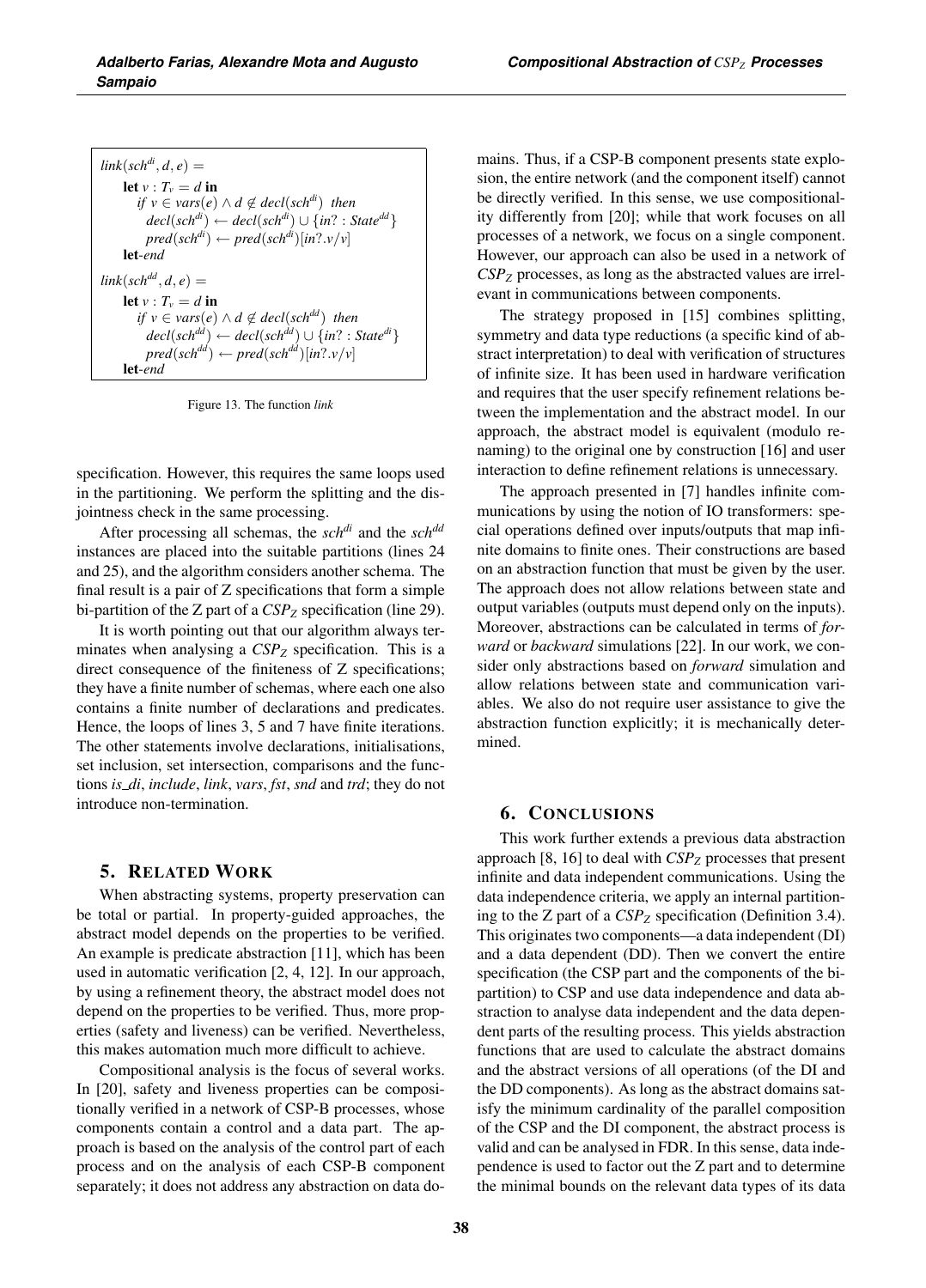$link(sch^{di}, d, e) =$
  **let** $v : T_v = d$ **in**
    *if* $v \in vars(e) \wedge d \notin decl(sch^{di})$ *then*
      $decl(sch^{di}) \leftarrow decl(sch^{di}) \cup \{in? : State^{dd}\}$
      $pred(sch^{di}) \leftarrow pred(sch^{di})[in?.v/v]$
  **let**-*end*

$link(sch^{dd}, d, e) =$
  **let** $v : T_v = d$ **in**
    *if* $v \in vars(e) \wedge d \notin decl(sch^{dd})$ *then*
      $decl(sch^{dd}) \leftarrow decl(sch^{dd}) \cup \{in? : State^{di}\}$
      $pred(sch^{dd}) \leftarrow pred(sch^{dd})[in?.v/v]$
  **let**-*end*

Figure 13. The function *link*

specification. However, this requires the same loops used in the partitioning. We perform the splitting and the disjointness check in the same processing.

After processing all schemas, the $sch^{di}$ and the $sch^{dd}$ instances are placed into the suitable partitions (lines 24 and 25), and the algorithm considers another schema. The final result is a pair of Z specifications that form a simple bi-partition of the Z part of a $CSP_Z$ specification (line 29).

It is worth pointing out that our algorithm always terminates when analysing a $CSP_Z$ specification. This is a direct consequence of the finiteness of Z specifications; they have a finite number of schemas, where each one also contains a finite number of declarations and predicates. Hence, the loops of lines 3, 5 and 7 have finite iterations. The other statements involve declarations, initialisations, set inclusion, set intersection, comparisons and the functions *is_di*, *include*, *link*, *vars*, *fst*, *snd* and *trd*; they do not introduce non-termination.

## 5. Related Work

When abstracting systems, property preservation can be total or partial. In property-guided approaches, the abstract model depends on the properties to be verified. An example is predicate abstraction [11], which has been used in automatic verification [2, 4, 12]. In our approach, by using a refinement theory, the abstract model does not depend on the properties to be verified. Thus, more properties (safety and liveness) can be verified. Nevertheless, this makes automation much more difficult to achieve.

Compositional analysis is the focus of several works. In [20], safety and liveness properties can be compositionally verified in a network of CSP-B processes, whose components contain a control and a data part. The approach is based on the analysis of the control part of each process and on the analysis of each CSP-B component separately; it does not address any abstraction on data domains. Thus, if a CSP-B component presents state explosion, the entire network (and the component itself) cannot be directly verified. In this sense, we use compositionality differently from [20]; while that work focuses on all processes of a network, we focus on a single component. However, our approach can also be used in a network of $CSP_Z$ processes, as long as the abstracted values are irrelevant in communications between components.

The strategy proposed in [15] combines splitting, symmetry and data type reductions (a specific kind of abstract interpretation) to deal with verification of structures of infinite size. It has been used in hardware verification and requires that the user specify refinement relations between the implementation and the abstract model. In our approach, the abstract model is equivalent (modulo renaming) to the original one by construction [16] and user interaction to define refinement relations is unnecessary.

The approach presented in [7] handles infinite communications by using the notion of IO transformers: special operations defined over inputs/outputs that map infinite domains to finite ones. Their constructions are based on an abstraction function that must be given by the user. The approach does not allow relations between state and output variables (outputs must depend only on the inputs). Moreover, abstractions can be calculated in terms of *forward* or *backward* simulations [22]. In our work, we consider only abstractions based on *forward* simulation and allow relations between state and communication variables. We also do not require user assistance to give the abstraction function explicitly; it is mechanically determined.

## 6. Conclusions

This work further extends a previous data abstraction approach [8, 16] to deal with $CSP_Z$ processes that present infinite and data independent communications. Using the data independence criteria, we apply an internal partitioning to the Z part of a $CSP_Z$ specification (Definition 3.4). This originates two components—a data independent (DI) and a data dependent (DD). Then we convert the entire specification (the CSP part and the components of the bi-partition) to CSP and use data independence and data abstraction to analyse data independent and the data dependent parts of the resulting process. This yields abstraction functions that are used to calculate the abstract domains and the abstract versions of all operations (of the DI and the DD components). As long as the abstract domains satisfy the minimum cardinality of the parallel composition of the CSP and the DI component, the abstract process is valid and can be analysed in FDR. In this sense, data independence is used to factor out the Z part and to determine the minimal bounds on the relevant data types of its data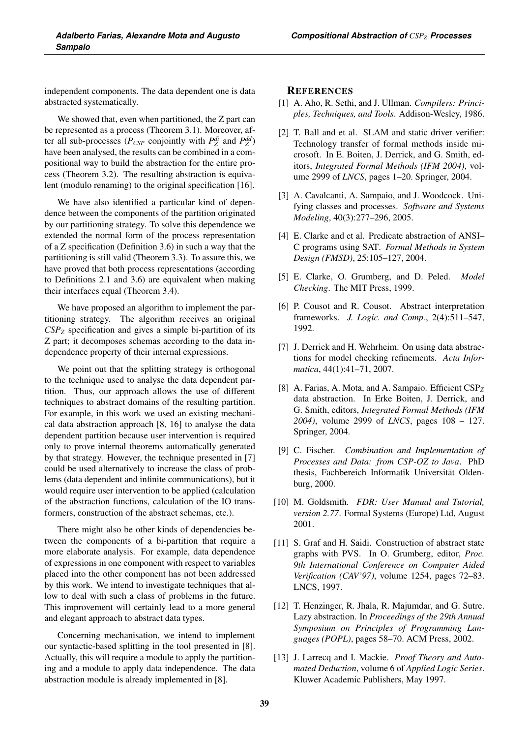independent components. The data dependent one is data abstracted systematically.

We showed that, even when partitioned, the Z part can be represented as a process (Theorem 3.1). Moreover, after all sub-processes ($P_{CSP}$ conjointly with $P_Z^{di}$ and $P_Z^{dd}$) have been analysed, the results can be combined in a compositional way to build the abstraction for the entire process (Theorem 3.2). The resulting abstraction is equivalent (modulo renaming) to the original specification [16].

We have also identified a particular kind of dependence between the components of the partition originated by our partitioning strategy. To solve this dependence we extended the normal form of the process representation of a Z specification (Definition 3.6) in such a way that the partitioning is still valid (Theorem 3.3). To assure this, we have proved that both process representations (according to Definitions 2.1 and 3.6) are equivalent when making their interfaces equal (Theorem 3.4).

We have proposed an algorithm to implement the partitioning strategy. The algorithm receives an original $CSP_Z$ specification and gives a simple bi-partition of its Z part; it decomposes schemas according to the data independence property of their internal expressions.

We point out that the splitting strategy is orthogonal to the technique used to analyse the data dependent partition. Thus, our approach allows the use of different techniques to abstract domains of the resulting partition. For example, in this work we used an existing mechanical data abstraction approach [8, 16] to analyse the data dependent partition because user intervention is required only to prove internal theorems automatically generated by that strategy. However, the technique presented in [7] could be used alternatively to increase the class of problems (data dependent and infinite communications), but it would require user intervention to be applied (calculation of the abstraction functions, calculation of the IO transformers, construction of the abstract schemas, etc.).

There might also be other kinds of dependencies between the components of a bi-partition that require a more elaborate analysis. For example, data dependence of expressions in one component with respect to variables placed into the other component has not been addressed by this work. We intend to investigate techniques that allow to deal with such a class of problems in the future. This improvement will certainly lead to a more general and elegant approach to abstract data types.

Concerning mechanisation, we intend to implement our syntactic-based splitting in the tool presented in [8]. Actually, this will require a module to apply the partitioning and a module to apply data independence. The data abstraction module is already implemented in [8].

## References

[1] A. Aho, R. Sethi, and J. Ullman. *Compilers: Principles, Techniques, and Tools*. Addison-Wesley, 1986.

[2] T. Ball and et al. SLAM and static driver verifier: Technology transfer of formal methods inside microsoft. In E. Boiten, J. Derrick, and G. Smith, editors, *Integrated Formal Methods (IFM 2004)*, volume 2999 of *LNCS*, pages 1–20. Springer, 2004.

[3] A. Cavalcanti, A. Sampaio, and J. Woodcock. Unifying classes and processes. *Software and Systems Modeling*, 40(3):277–296, 2005.

[4] E. Clarke and et al. Predicate abstraction of ANSI–C programs using SAT. *Formal Methods in System Design (FMSD)*, 25:105–127, 2004.

[5] E. Clarke, O. Grumberg, and D. Peled. *Model Checking*. The MIT Press, 1999.

[6] P. Cousot and R. Cousot. Abstract interpretation frameworks. *J. Logic. and Comp.*, 2(4):511–547, 1992.

[7] J. Derrick and H. Wehrheim. On using data abstractions for model checking refinements. *Acta Informatica*, 44(1):41–71, 2007.

[8] A. Farias, A. Mota, and A. Sampaio. Efficient $CSP_Z$ data abstraction. In Erke Boiten, J. Derrick, and G. Smith, editors, *Integrated Formal Methods (IFM 2004)*, volume 2999 of *LNCS*, pages 108 – 127. Springer, 2004.

[9] C. Fischer. *Combination and Implementation of Processes and Data: from CSP-OZ to Java*. PhD thesis, Fachbereich Informatik Universität Oldenburg, 2000.

[10] M. Goldsmith. *FDR: User Manual and Tutorial, version 2.77*. Formal Systems (Europe) Ltd, August 2001.

[11] S. Graf and H. Saidi. Construction of abstract state graphs with PVS. In O. Grumberg, editor, *Proc. 9th International Conference on Computer Aided Verification (CAV'97)*, volume 1254, pages 72–83. LNCS, 1997.

[12] T. Henzinger, R. Jhala, R. Majumdar, and G. Sutre. Lazy abstraction. In *Proceedings of the 29th Annual Symposium on Principles of Programming Languages (POPL)*, pages 58–70. ACM Press, 2002.

[13] J. Larrecq and I. Mackie. *Proof Theory and Automated Deduction*, volume 6 of *Applied Logic Series*. Kluwer Academic Publishers, May 1997.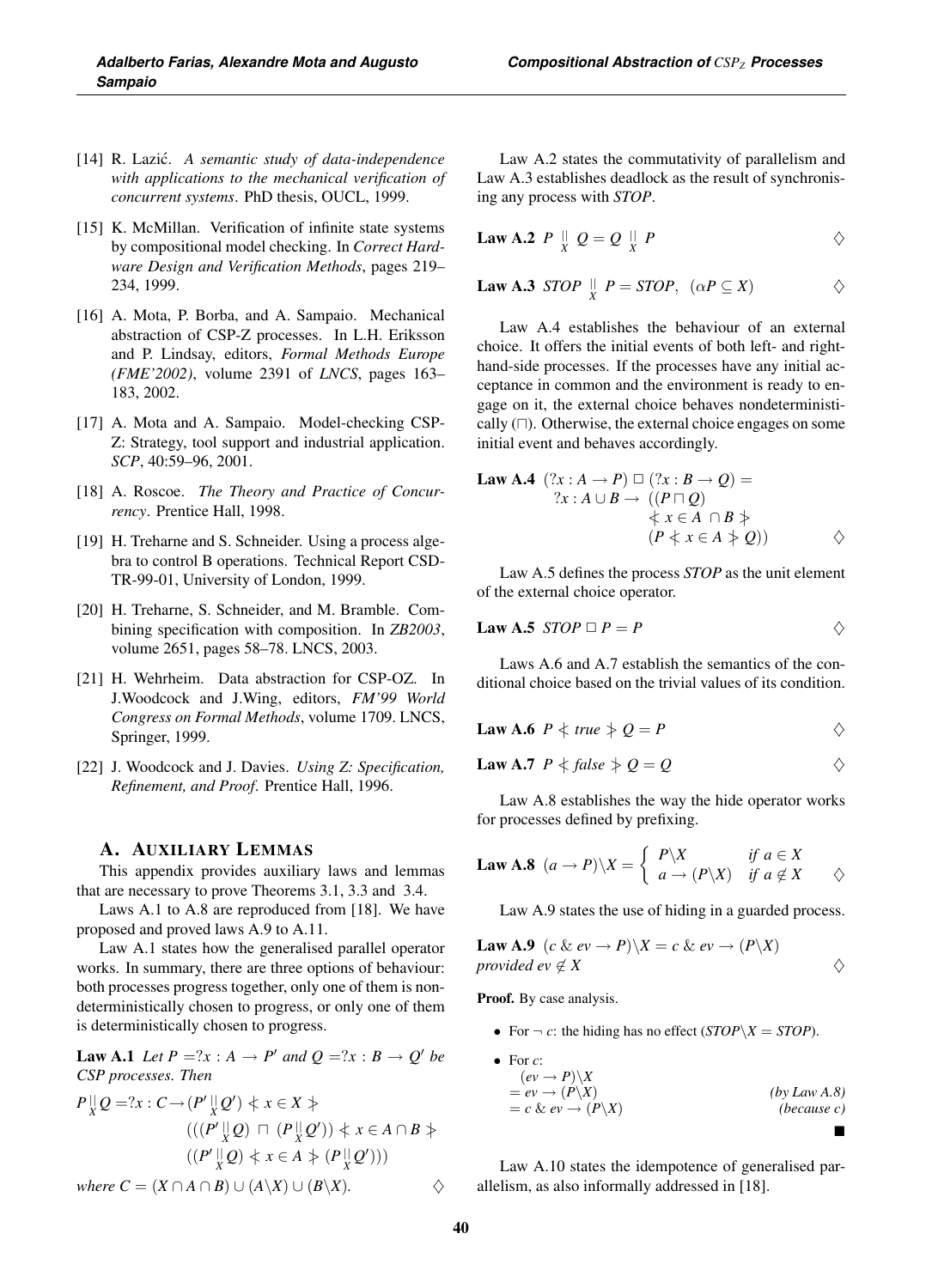[14] R. Lazić. *A semantic study of data-independence with applications to the mechanical verification of concurrent systems*. PhD thesis, OUCL, 1999.

[15] K. McMillan. Verification of infinite state systems by compositional model checking. In *Correct Hardware Design and Verification Methods*, pages 219–234, 1999.

[16] A. Mota, P. Borba, and A. Sampaio. Mechanical abstraction of CSP-Z processes. In L.H. Eriksson and P. Lindsay, editors, *Formal Methods Europe (FME'2002)*, volume 2391 of *LNCS*, pages 163–183, 2002.

[17] A. Mota and A. Sampaio. Model-checking CSP-Z: Strategy, tool support and industrial application. *SCP*, 40:59–96, 2001.

[18] A. Roscoe. *The Theory and Practice of Concurrency*. Prentice Hall, 1998.

[19] H. Treharne and S. Schneider. Using a process algebra to control B operations. Technical Report CSD-TR-99-01, University of London, 1999.

[20] H. Treharne, S. Schneider, and M. Bramble. Combining specification with composition. In *ZB2003*, volume 2651, pages 58–78. LNCS, 2003.

[21] H. Wehrheim. Data abstraction for CSP-OZ. In J.Woodcock and J.Wing, editors, *FM'99 World Congress on Formal Methods*, volume 1709. LNCS, Springer, 1999.

[22] J. Woodcock and J. Davies. *Using Z: Specification, Refinement, and Proof*. Prentice Hall, 1996.

## A. Auxiliary Lemmas

This appendix provides auxiliary laws and lemmas that are necessary to prove Theorems 3.1, 3.3 and 3.4.

Laws A.1 to A.8 are reproduced from [18]. We have proposed and proved laws A.9 to A.11.

Law A.1 states how the generalised parallel operator works. In summary, there are three options of behaviour: both processes progress together, only one of them is nondeterministically chosen to progress, or only one of them is deterministically chosen to progress.

**Law A.1** *Let $P = ?x : A \rightarrow P'$ and $Q = ?x : B \rightarrow Q'$ be CSP processes. Then*

$$
\begin{aligned}
P \underset{X}{\|} Q = ?x : C \rightarrow & (P' \underset{X}{\|} Q') \not\leftarrow x \in X \not\rightarrow \\
& (((P' \underset{X}{\|} Q) \sqcap (P \underset{X}{\|} Q')) \not\leftarrow x \in A \cap B \not\rightarrow \\
& ((P' \underset{X}{\|} Q) \not\leftarrow x \in A \not\rightarrow (P \underset{X}{\|} Q')))
\end{aligned}
$$

*where $C = (X \cap A \cap B) \cup (A \backslash X) \cup (B \backslash X)$.* $\diamondsuit$

Law A.2 states the commutativity of parallelism and Law A.3 establishes deadlock as the result of synchronising any process with *STOP*.

**Law A.2** $P \underset{X}{\|} Q = Q \underset{X}{\|} P$ $\diamondsuit$

**Law A.3** $STOP \underset{X}{\|} P = STOP, \ (\alpha P \subseteq X)$ $\diamondsuit$

Law A.4 establishes the behaviour of an external choice. It offers the initial events of both left- and right-hand-side processes. If the processes have any initial acceptance in common and the environment is ready to engage on it, the external choice behaves nondeterministically ($\sqcap$). Otherwise, the external choice engages on some initial event and behaves accordingly.

**Law A.4**
$$
\begin{aligned}
(?x : A \rightarrow P) \,\Box\, (?x : B \rightarrow Q) = & \\
?x : A \cup B \rightarrow & ((P \sqcap Q) \\
& \not\leftarrow x \in A \cap B \not\rightarrow \\
& (P \not\leftarrow x \in A \not\rightarrow Q))
\end{aligned}
$$
$\diamondsuit$

Law A.5 defines the process *STOP* as the unit element of the external choice operator.

**Law A.5** $STOP \,\Box\, P = P$ $\diamondsuit$

Laws A.6 and A.7 establish the semantics of the conditional choice based on the trivial values of its condition.

**Law A.6** $P \not\leftarrow true \not\rightarrow Q = P$ $\diamondsuit$

**Law A.7** $P \not\leftarrow false \not\rightarrow Q = Q$ $\diamondsuit$

Law A.8 establishes the way the hide operator works for processes defined by prefixing.

**Law A.8**
$$
(a \rightarrow P) \backslash X = \begin{cases} P \backslash X & \text{if } a \in X \\ a \rightarrow (P \backslash X) & \text{if } a \notin X \end{cases}
$$
$\diamondsuit$

Law A.9 states the use of hiding in a guarded process.

**Law A.9** $(c \ \& \ ev \rightarrow P) \backslash X = c \ \& \ ev \rightarrow (P \backslash X)$ *provided $ev \notin X$* $\diamondsuit$

**Proof.** By case analysis.

- For $\neg c$: the hiding has no effect ($STOP \backslash X = STOP$).
- For $c$:

$$
\begin{aligned}
& (ev \rightarrow P) \backslash X \\
= \ & ev \rightarrow (P \backslash X) && \text{(by Law A.8)} \\
= \ & c \ \& \ ev \rightarrow (P \backslash X) && \text{(because } c\text{)}
\end{aligned}
$$

$\blacksquare$

Law A.10 states the idempotence of generalised parallelism, as also informally addressed in [18].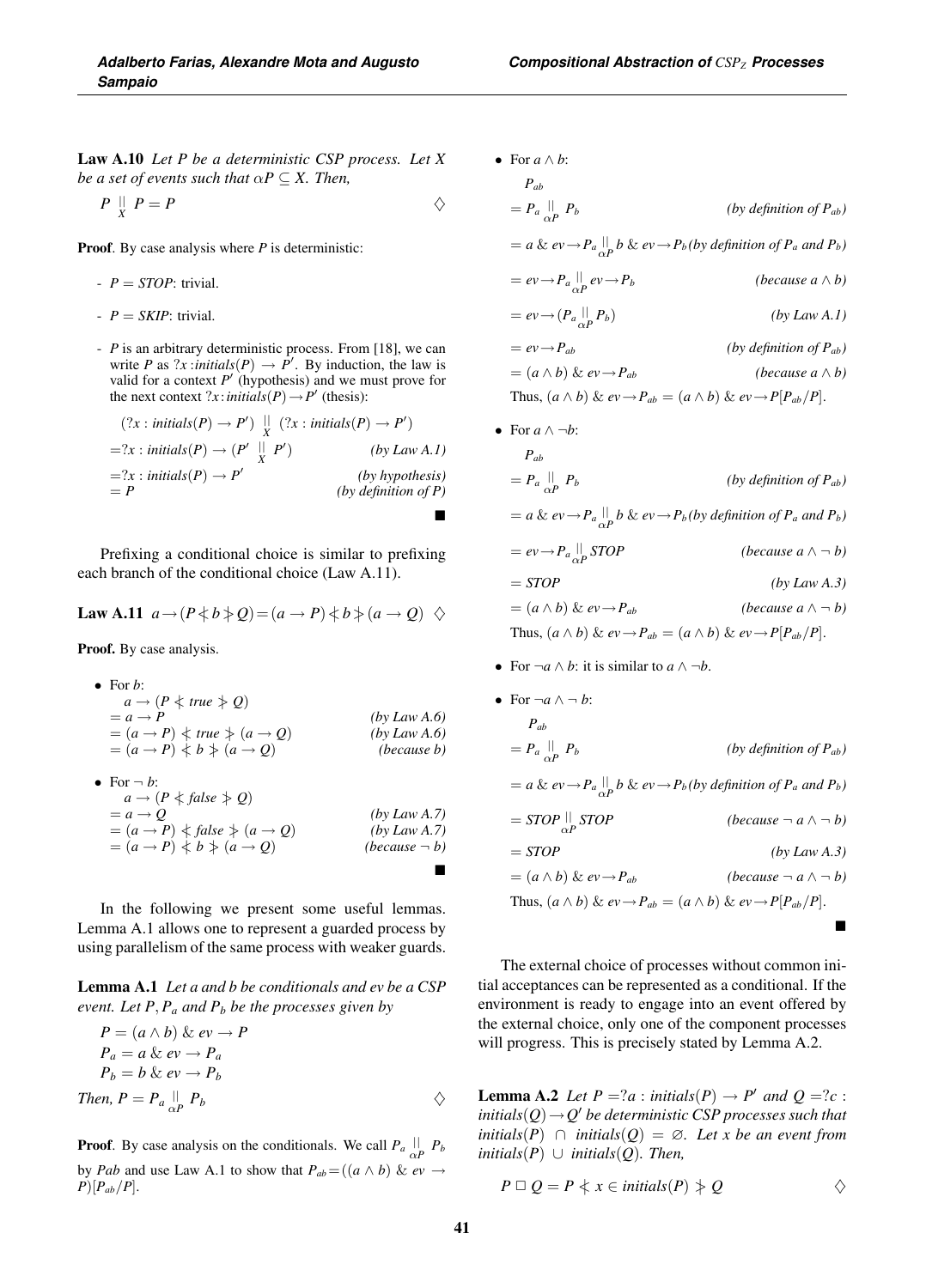**Law A.10** *Let $P$ be a deterministic CSP process. Let $X$ be a set of events such that $\alpha P \subseteq X$. Then,*

$$P \underset{X}{\|} P = P \qquad \diamondsuit$$

**Proof**. By case analysis where $P$ is deterministic:

- $P = STOP$: trivial.
- $P = SKIP$: trivial.
- $P$ is an arbitrary deterministic process. From [18], we can write $P$ as $?x : initials(P) \rightarrow P'$. By induction, the law is valid for a context $P'$ (hypothesis) and we must prove for the next context $?x : initials(P) \rightarrow P'$ (thesis):

$$
\begin{array}{ll}
(?x : initials(P) \rightarrow P') \underset{X}{\|} (?x : initials(P) \rightarrow P') & \\
= ?x : initials(P) \rightarrow (P' \underset{X}{\|} P') & \textit{(by Law A.1)} \\
= ?x : initials(P) \rightarrow P' & \textit{(by hypothesis)} \\
= P & \textit{(by definition of P)}
\end{array}
$$

■

Prefixing a conditional choice is similar to prefixing each branch of the conditional choice (Law A.11).

**Law A.11** $a \rightarrow (P \nless b \ngtr Q) = (a \rightarrow P) \nless b \ngtr (a \rightarrow Q) \quad \diamondsuit$

**Proof.** By case analysis.

- For $b$:

$$
\begin{array}{ll}
a \rightarrow (P \nless true \ngtr Q) & \\
= a \rightarrow P & \textit{(by Law A.6)} \\
= (a \rightarrow P) \nless true \ngtr (a \rightarrow Q) & \textit{(by Law A.6)} \\
= (a \rightarrow P) \nless b \ngtr (a \rightarrow Q) & \textit{(because b)}
\end{array}
$$

- For $\neg b$:

$$
\begin{array}{ll}
a \rightarrow (P \nless false \ngtr Q) & \\
= a \rightarrow Q & \textit{(by Law A.7)} \\
= (a \rightarrow P) \nless false \ngtr (a \rightarrow Q) & \textit{(by Law A.7)} \\
= (a \rightarrow P) \nless b \ngtr (a \rightarrow Q) & \textit{(because} \neg b\textit{)}
\end{array}
$$

■

In the following we present some useful lemmas. Lemma A.1 allows one to represent a guarded process by using parallelism of the same process with weaker guards.

**Lemma A.1** *Let $a$ and $b$ be conditionals and $ev$ be a CSP event. Let $P, P_a$ and $P_b$ be the processes given by*

$$
\begin{array}{l}
P = (a \wedge b) \;\&\; ev \rightarrow P \\
P_a = a \;\&\; ev \rightarrow P_a \\
P_b = b \;\&\; ev \rightarrow P_b
\end{array}
$$

*Then,* $P = P_a \underset{\alpha P}{\|} P_b \qquad \diamondsuit$

**Proof**. By case analysis on the conditionals. We call $P_a \underset{\alpha P}{\|} P_b$ by $Pab$ and use Law A.1 to show that $P_{ab} = ((a \wedge b) \;\&\; ev \rightarrow P)[P_{ab}/P]$.

- For $a \wedge b$:

$$
\begin{array}{ll}
P_{ab} & \\
= P_a \underset{\alpha P}{\|} P_b & \textit{(by definition of } P_{ab}\textit{)} \\
= a \;\&\; ev \rightarrow P_a \underset{\alpha P}{\|} b \;\&\; ev \rightarrow P_b & \textit{(by definition of } P_a \textit{ and } P_b\textit{)} \\
= ev \rightarrow P_a \underset{\alpha P}{\|} ev \rightarrow P_b & \textit{(because } a \wedge b\textit{)} \\
= ev \rightarrow (P_a \underset{\alpha P}{\|} P_b) & \textit{(by Law A.1)} \\
= ev \rightarrow P_{ab} & \textit{(by definition of } P_{ab}\textit{)} \\
= (a \wedge b) \;\&\; ev \rightarrow P_{ab} & \textit{(because } a \wedge b\textit{)}
\end{array}
$$

Thus, $(a \wedge b) \;\&\; ev \rightarrow P_{ab} = (a \wedge b) \;\&\; ev \rightarrow P[P_{ab}/P]$.

- For $a \wedge \neg b$:

$$
\begin{array}{ll}
P_{ab} & \\
= P_a \underset{\alpha P}{\|} P_b & \textit{(by definition of } P_{ab}\textit{)} \\
= a \;\&\; ev \rightarrow P_a \underset{\alpha P}{\|} b \;\&\; ev \rightarrow P_b & \textit{(by definition of } P_a \textit{ and } P_b\textit{)} \\
= ev \rightarrow P_a \underset{\alpha P}{\|} STOP & \textit{(because } a \wedge \neg b\textit{)} \\
= STOP & \textit{(by Law A.3)} \\
= (a \wedge b) \;\&\; ev \rightarrow P_{ab} & \textit{(because } a \wedge \neg b\textit{)}
\end{array}
$$

Thus, $(a \wedge b) \;\&\; ev \rightarrow P_{ab} = (a \wedge b) \;\&\; ev \rightarrow P[P_{ab}/P]$.

- For $\neg a \wedge b$: it is similar to $a \wedge \neg b$.

- For $\neg a \wedge \neg b$:

$$
\begin{array}{ll}
P_{ab} & \\
= P_a \underset{\alpha P}{\|} P_b & \textit{(by definition of } P_{ab}\textit{)} \\
= a \;\&\; ev \rightarrow P_a \underset{\alpha P}{\|} b \;\&\; ev \rightarrow P_b & \textit{(by definition of } P_a \textit{ and } P_b\textit{)} \\
= STOP \underset{\alpha P}{\|} STOP & \textit{(because } \neg a \wedge \neg b\textit{)} \\
= STOP & \textit{(by Law A.3)} \\
= (a \wedge b) \;\&\; ev \rightarrow P_{ab} & \textit{(because } \neg a \wedge \neg b\textit{)}
\end{array}
$$

Thus, $(a \wedge b) \;\&\; ev \rightarrow P_{ab} = (a \wedge b) \;\&\; ev \rightarrow P[P_{ab}/P]$.

■

The external choice of processes without common initial acceptances can be represented as a conditional. If the environment is ready to engage into an event offered by the external choice, only one of the component processes will progress. This is precisely stated by Lemma A.2.

**Lemma A.2** *Let $P = ?a : initials(P) \rightarrow P'$ and $Q = ?c : initials(Q) \rightarrow Q'$ be deterministic CSP processes such that $initials(P) \cap initials(Q) = \varnothing$. Let $x$ be an event from $initials(P) \cup initials(Q)$. Then,*

$$P \,\square\, Q = P \nless x \in initials(P) \ngtr Q \qquad \diamondsuit$$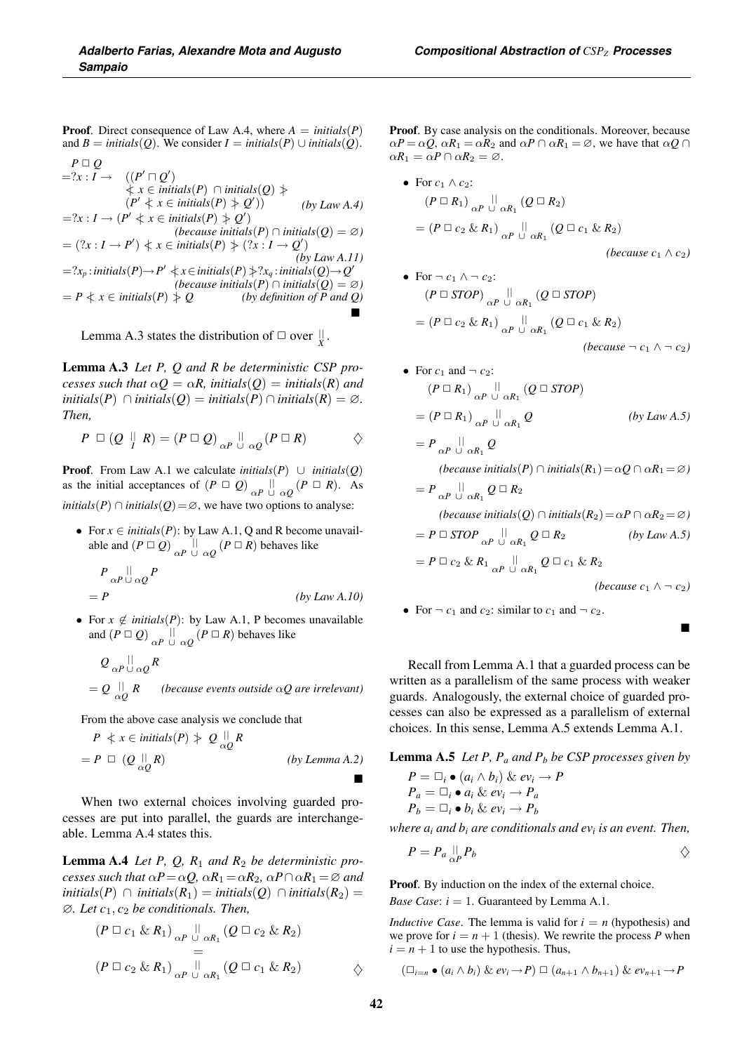**Proof**. Direct consequence of Law A.4, where $A = initials(P)$ and $B = initials(Q)$. We consider $I = initials(P) \cup initials(Q)$.

$$
\begin{array}{ll}
P \,\Box\, Q & \\
= ?x : I \rightarrow \quad ((P' \sqcap Q') & \\
\qquad\qquad \not\leqslant x \in initials(P) \,\cap\, initials(Q) \not\geqslant & \\
\qquad\qquad (P' \not\leqslant x \in initials(P) \not\geqslant Q')) & \textit{(by Law A.4)} \\
= ?x : I \rightarrow (P' \not\leqslant x \in initials(P) \not\geqslant Q') & \\
& \textit{(because } initials(P) \cap initials(Q) = \varnothing\textit{)} \\
= (?x : I \rightarrow P') \not\leqslant x \in initials(P) \not\geqslant (?x : I \rightarrow Q') & \\
& \textit{(by Law A.11)} \\
= ?x_p : initials(P) \rightarrow P' \not\leqslant x \in initials(P) \not\geqslant ?x_q : initials(Q) \rightarrow Q' & \\
& \textit{(because } initials(P) \cap initials(Q) = \varnothing\textit{)} \\
= P \not\leqslant x \in initials(P) \not\geqslant Q & \textit{(by definition of P and Q)}
\end{array}
$$

■

Lemma A.3 states the distribution of $\Box$ over $\underset{X}{||}$.

**Lemma A.3** *Let P, Q and R be deterministic CSP processes such that $\alpha Q = \alpha R$, $initials(Q) = initials(R)$ and $initials(P) \,\cap\, initials(Q) = initials(P) \cap initials(R) = \varnothing$. Then,*

$$P \;\Box\; (Q \underset{I}{||} R) = (P \,\Box\, Q) \underset{\alpha P \,\cup\, \alpha Q}{||} (P \,\Box\, R) \qquad \diamondsuit$$

**Proof**. From Law A.1 we calculate $initials(P) \;\cup\; initials(Q)$ as the initial acceptances of $(P \,\Box\, Q) \underset{\alpha P \,\cup\, \alpha Q}{||} (P \,\Box\, R)$. As $initials(P) \cap initials(Q) = \varnothing$, we have two options to analyse:

- For $x \in initials(P)$: by Law A.1, Q and R become unavailable and $(P \,\Box\, Q) \underset{\alpha P \,\cup\, \alpha Q}{||} (P \,\Box\, R)$ behaves like

$$
\begin{array}{ll}
P \underset{\alpha P \cup \alpha Q}{||} P & \\
= P & \textit{(by Law A.10)}
\end{array}
$$

- For $x \notin initials(P)$: by Law A.1, P becomes unavailable and $(P \,\Box\, Q) \underset{\alpha P \,\cup\, \alpha Q}{||} (P \,\Box\, R)$ behaves like

$$
\begin{array}{ll}
Q \underset{\alpha P \cup \alpha Q}{||} R & \\
= Q \underset{\alpha Q}{||} R & \textit{(because events outside } \alpha Q \textit{ are irrelevant)}
\end{array}
$$

From the above case analysis we conclude that

$$
\begin{array}{ll}
P \not\leqslant x \in initials(P) \not\geqslant Q \underset{\alpha Q}{||} R & \\
= P \;\Box\; (Q \underset{\alpha Q}{||} R) & \textit{(by Lemma A.2)}
\end{array}
$$

■

When two external choices involving guarded processes are put into parallel, the guards are interchangeable. Lemma A.4 states this.

**Lemma A.4** *Let P, Q, $R_1$ and $R_2$ be deterministic processes such that $\alpha P = \alpha Q$, $\alpha R_1 = \alpha R_2$, $\alpha P \cap \alpha R_1 = \varnothing$ and $initials(P) \;\cap\; initials(R_1) = initials(Q) \;\cap\, initials(R_2) = \varnothing$. Let $c_1, c_2$ be conditionals. Then,*

$$
\begin{array}{c}
(P \,\Box\, c_1 \,\&\, R_1) \underset{\alpha P \,\cup\, \alpha R_1}{||} (Q \,\Box\, c_2 \,\&\, R_2) \\
= \\
(P \,\Box\, c_2 \,\&\, R_1) \underset{\alpha P \,\cup\, \alpha R_1}{||} (Q \,\Box\, c_1 \,\&\, R_2) \qquad \diamondsuit
\end{array}
$$

**Proof**. By case analysis on the conditionals. Moreover, because $\alpha P = \alpha Q$, $\alpha R_1 = \alpha R_2$ and $\alpha P \cap \alpha R_1 = \varnothing$, we have that $\alpha Q \cap \alpha R_1 = \alpha P \cap \alpha R_2 = \varnothing$.

- For $c_1 \wedge c_2$:

$$
\begin{array}{ll}
(P \,\Box\, R_1) \underset{\alpha P \,\cup\, \alpha R_1}{||} (Q \,\Box\, R_2) & \\
= (P \,\Box\, c_2 \,\&\, R_1) \underset{\alpha P \,\cup\, \alpha R_1}{||} (Q \,\Box\, c_1 \,\&\, R_2) & \\
& \textit{(because } c_1 \wedge c_2\textit{)}
\end{array}
$$

- For $\neg\, c_1 \wedge \neg\, c_2$:

$$
\begin{array}{ll}
(P \,\Box\, STOP) \underset{\alpha P \,\cup\, \alpha R_1}{||} (Q \,\Box\, STOP) & \\
= (P \,\Box\, c_2 \,\&\, R_1) \underset{\alpha P \,\cup\, \alpha R_1}{||} (Q \,\Box\, c_1 \,\&\, R_2) & \\
& \textit{(because } \neg\, c_1 \wedge \neg\, c_2\textit{)}
\end{array}
$$

- For $c_1$ and $\neg\, c_2$:

$$
\begin{array}{ll}
(P \,\Box\, R_1) \underset{\alpha P \,\cup\, \alpha R_1}{||} (Q \,\Box\, STOP) & \\
= (P \,\Box\, R_1) \underset{\alpha P \,\cup\, \alpha R_1}{||} Q & \textit{(by Law A.5)} \\
= P \underset{\alpha P \,\cup\, \alpha R_1}{||} Q & \\
\quad \textit{(because } initials(P) \cap initials(R_1) = \alpha Q \cap \alpha R_1 = \varnothing\textit{)} & \\
= P \underset{\alpha P \,\cup\, \alpha R_1}{||} Q \,\Box\, R_2 & \\
\quad \textit{(because } initials(Q) \cap initials(R_2) = \alpha P \cap \alpha R_2 = \varnothing\textit{)} & \\
= P \,\Box\, STOP \underset{\alpha P \,\cup\, \alpha R_1}{||} Q \,\Box\, R_2 & \textit{(by Law A.5)} \\
= P \,\Box\, c_2 \,\&\, R_1 \underset{\alpha P \,\cup\, \alpha R_1}{||} Q \,\Box\, c_1 \,\&\, R_2 & \\
& \textit{(because } c_1 \wedge \neg\, c_2\textit{)}
\end{array}
$$

- For $\neg\, c_1$ and $c_2$: similar to $c_1$ and $\neg\, c_2$.

■

Recall from Lemma A.1 that a guarded process can be written as a parallelism of the same process with weaker guards. Analogously, the external choice of guarded processes can also be expressed as a parallelism of external choices. In this sense, Lemma A.5 extends Lemma A.1.

**Lemma A.5** *Let P, $P_a$ and $P_b$ be CSP processes given by*

$$
\begin{array}{l}
P = \Box_i \bullet (a_i \wedge b_i) \,\&\, ev_i \rightarrow P \\
P_a = \Box_i \bullet a_i \,\&\, ev_i \rightarrow P_a \\
P_b = \Box_i \bullet b_i \,\&\, ev_i \rightarrow P_b
\end{array}
$$

*where $a_i$ and $b_i$ are conditionals and $ev_i$ is an event. Then,*

$$P = P_a \underset{\alpha P}{||} P_b \qquad \diamondsuit$$

**Proof**. By induction on the index of the external choice.

*Base Case*: $i = 1$. Guaranteed by Lemma A.1.

*Inductive Case*. The lemma is valid for $i = n$ (hypothesis) and we prove for $i = n + 1$ (thesis). We rewrite the process $P$ when $i = n + 1$ to use the hypothesis. Thus,

$$(\Box_{i=n} \bullet (a_i \wedge b_i) \,\&\, ev_i \rightarrow P) \,\Box\, (a_{n+1} \wedge b_{n+1}) \,\&\, ev_{n+1} \rightarrow P$$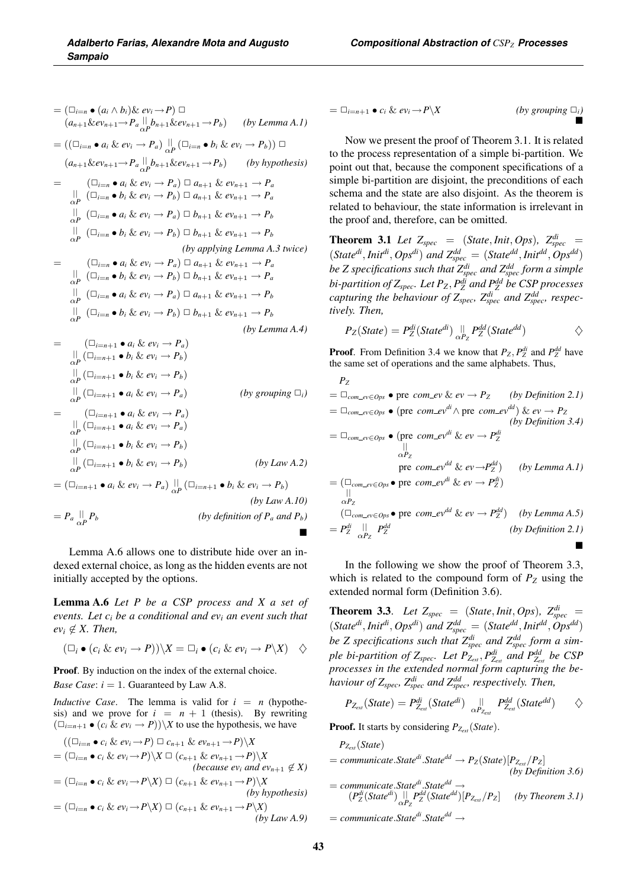$$= (\Box_{i=n} \bullet (a_i \wedge b_i) \,\&\, ev_i \rightarrow P) \;\Box$$
$$(a_{n+1} \& ev_{n+1} \rightarrow P_a \underset{\alpha P}{\parallel} b_{n+1} \& ev_{n+1} \rightarrow P_b) \quad \textit{(by Lemma A.1)}$$

$$= ((\Box_{i=n} \bullet a_i \,\&\, ev_i \rightarrow P_a) \underset{\alpha P}{\parallel} (\Box_{i=n} \bullet b_i \,\&\, ev_i \rightarrow P_b)) \;\Box$$
$$(a_{n+1} \& ev_{n+1} \rightarrow P_a \underset{\alpha P}{\parallel} b_{n+1} \& ev_{n+1} \rightarrow P_b) \quad \textit{(by hypothesis)}$$

$$\begin{aligned}
= \;& (\Box_{i=n} \bullet a_i \,\&\, ev_i \rightarrow P_a) \;\Box\; a_{n+1} \,\&\, ev_{n+1} \rightarrow P_a \\
\underset{\alpha P}{\parallel} \;& (\Box_{i=n} \bullet b_i \,\&\, ev_i \rightarrow P_b) \;\Box\; a_{n+1} \,\&\, ev_{n+1} \rightarrow P_a \\
\underset{\alpha P}{\parallel} \;& (\Box_{i=n} \bullet a_i \,\&\, ev_i \rightarrow P_a) \;\Box\; b_{n+1} \,\&\, ev_{n+1} \rightarrow P_b \\
\underset{\alpha P}{\parallel} \;& (\Box_{i=n} \bullet b_i \,\&\, ev_i \rightarrow P_b) \;\Box\; b_{n+1} \,\&\, ev_{n+1} \rightarrow P_b
\end{aligned}$$
*(by applying Lemma A.3 twice)*

$$\begin{aligned}
= \;& (\Box_{i=n} \bullet a_i \,\&\, ev_i \rightarrow P_a) \;\Box\; a_{n+1} \,\&\, ev_{n+1} \rightarrow P_a \\
\underset{\alpha P}{\parallel} \;& (\Box_{i=n} \bullet b_i \,\&\, ev_i \rightarrow P_b) \;\Box\; b_{n+1} \,\&\, ev_{n+1} \rightarrow P_a \\
\underset{\alpha P}{\parallel} \;& (\Box_{i=n} \bullet a_i \,\&\, ev_i \rightarrow P_a) \;\Box\; a_{n+1} \,\&\, ev_{n+1} \rightarrow P_b \\
\underset{\alpha P}{\parallel} \;& (\Box_{i=n} \bullet b_i \,\&\, ev_i \rightarrow P_b) \;\Box\; b_{n+1} \,\&\, ev_{n+1} \rightarrow P_b
\end{aligned}$$
*(by Lemma A.4)*

$$\begin{aligned}
= \;& (\Box_{i=n+1} \bullet a_i \,\&\, ev_i \rightarrow P_a) \\
\underset{\alpha P}{\parallel} \;& (\Box_{i=n+1} \bullet b_i \,\&\, ev_i \rightarrow P_b) \\
\underset{\alpha P}{\parallel} \;& (\Box_{i=n+1} \bullet b_i \,\&\, ev_i \rightarrow P_b) \\
\underset{\alpha P}{\parallel} \;& (\Box_{i=n+1} \bullet a_i \,\&\, ev_i \rightarrow P_a)
\end{aligned} \quad \textit{(by grouping } \Box_i\textit{)}$$

$$\begin{aligned}
= \;& (\Box_{i=n+1} \bullet a_i \,\&\, ev_i \rightarrow P_a) \\
\underset{\alpha P}{\parallel} \;& (\Box_{i=n+1} \bullet a_i \,\&\, ev_i \rightarrow P_a) \\
\underset{\alpha P}{\parallel} \;& (\Box_{i=n+1} \bullet b_i \,\&\, ev_i \rightarrow P_b) \\
\underset{\alpha P}{\parallel} \;& (\Box_{i=n+1} \bullet b_i \,\&\, ev_i \rightarrow P_b)
\end{aligned} \quad \textit{(by Law A.2)}$$

$$= (\Box_{i=n+1} \bullet a_i \,\&\, ev_i \rightarrow P_a) \underset{\alpha P}{\parallel} (\Box_{i=n+1} \bullet b_i \,\&\, ev_i \rightarrow P_b)$$
*(by Law A.10)*

$$= P_a \underset{\alpha P}{\parallel} P_b \quad \textit{(by definition of } P_a \textit{ and } P_b\textit{)}$$

■

Lemma A.6 allows one to distribute hide over an indexed external choice, as long as the hidden events are not initially accepted by the options.

**Lemma A.6** *Let $P$ be a CSP process and $X$ a set of events. Let $c_i$ be a conditional and $ev_i$ an event such that $ev_i \notin X$. Then,*

$$(\Box_i \bullet (c_i \,\&\, ev_i \rightarrow P)) \setminus X = \Box_i \bullet (c_i \,\&\, ev_i \rightarrow P \setminus X) \quad \diamondsuit$$

**Proof**. By induction on the index of the external choice.

*Base Case*: $i = 1$. Guaranteed by Law A.8.

*Inductive Case*. The lemma is valid for $i = n$ (hypothesis) and we prove for $i = n + 1$ (thesis). By rewriting $(\Box_{i=n+1} \bullet (c_i \,\&\, ev_i \rightarrow P)) \setminus X$ to use the hypothesis, we have

$$((\Box_{i=n} \bullet c_i \,\&\, ev_i \rightarrow P) \;\Box\; c_{n+1} \,\&\, ev_{n+1} \rightarrow P) \setminus X$$
$$= (\Box_{i=n} \bullet c_i \,\&\, ev_i \rightarrow P) \setminus X \;\Box\; (c_{n+1} \,\&\, ev_{n+1} \rightarrow P) \setminus X$$
*(because $ev_i$ and $ev_{n+1} \notin X$)*
$$= (\Box_{i=n} \bullet c_i \,\&\, ev_i \rightarrow P \setminus X) \;\Box\; (c_{n+1} \,\&\, ev_{n+1} \rightarrow P) \setminus X$$
*(by hypothesis)*
$$= (\Box_{i=n} \bullet c_i \,\&\, ev_i \rightarrow P \setminus X) \;\Box\; (c_{n+1} \,\&\, ev_{n+1} \rightarrow P \setminus X)$$
*(by Law A.9)*
$$= \Box_{i=n+1} \bullet c_i \,\&\, ev_i \rightarrow P \setminus X \quad \textit{(by grouping } \Box_i\textit{)}$$

■

Now we present the proof of Theorem 3.1. It is related to the process representation of a simple bi-partition. We point out that, because the component specifications of a simple bi-partition are disjoint, the preconditions of each schema and the state are also disjoint. As the theorem is related to behaviour, the state information is irrelevant in the proof and, therefore, can be omitted.

**Theorem 3.1** *Let $Z_{spec} = (State, Init, Ops)$, $Z^{di}_{spec} = (State^{di}, Init^{di}, Ops^{di})$ and $Z^{dd}_{spec} = (State^{dd}, Init^{dd}, Ops^{dd})$ be Z specifications such that $Z^{di}_{spec}$ and $Z^{dd}_{spec}$ form a simple bi-partition of $Z_{spec}$. Let $P_Z, P^{di}_Z$ and $P^{dd}_Z$ be CSP processes capturing the behaviour of $Z_{spec}$, $Z^{di}_{spec}$ and $Z^{dd}_{spec}$, respectively. Then,*

$$P_Z(State) = P^{di}_Z(State^{di}) \underset{\alpha P_Z}{\parallel} P^{dd}_Z(State^{dd}) \qquad \diamondsuit$$

**Proof**. From Definition 3.4 we know that $P_Z, P^{di}_Z$ and $P^{dd}_Z$ have the same set of operations and the same alphabets. Thus,

$$P_Z$$
$$= \Box_{com\_ev \in Ops} \bullet \text{pre } com\_ev \,\&\, ev \rightarrow P_Z \quad \textit{(by Definition 2.1)}$$
$$= \Box_{com\_ev \in Ops} \bullet (\text{pre } com\_ev^{di} \wedge \text{pre } com\_ev^{dd}) \,\&\, ev \rightarrow P_Z \quad \textit{(by Definition 3.4)}$$
$$= \Box_{com\_ev \in Ops} \bullet (\text{pre } com\_ev^{di} \,\&\, ev \rightarrow P^{di}_Z \underset{\alpha P_Z}{\parallel} \text{pre } com\_ev^{dd} \,\&\, ev \rightarrow P^{dd}_Z) \quad \textit{(by Lemma A.1)}$$
$$= (\Box_{com\_ev \in Ops} \bullet \text{pre } com\_ev^{di} \,\&\, ev \rightarrow P^{di}_Z) \underset{\alpha P_Z}{\parallel} (\Box_{com\_ev \in Ops} \bullet \text{pre } com\_ev^{dd} \,\&\, ev \rightarrow P^{dd}_Z) \quad \textit{(by Lemma A.5)}$$
$$= P^{di}_Z \underset{\alpha P_Z}{\parallel} P^{dd}_Z \quad \textit{(by Definition 2.1)}$$

■

In the following we show the proof of Theorem 3.3, which is related to the compound form of $P_Z$ using the extended normal form (Definition 3.6).

**Theorem 3.3**. *Let $Z_{spec} = (State, Init, Ops)$, $Z^{di}_{spec} = (State^{di}, Init^{di}, Ops^{di})$ and $Z^{dd}_{spec} = (State^{dd}, Init^{dd}, Ops^{dd})$ be Z specifications such that $Z^{di}_{spec}$ and $Z^{dd}_{spec}$ form a simple bi-partition of $Z_{spec}$. Let $P_{Z_{ext}}, P^{di}_{Z_{ext}}$ and $P^{dd}_{Z_{ext}}$ be CSP processes in the extended normal form capturing the behaviour of $Z_{spec}$, $Z^{di}_{spec}$ and $Z^{dd}_{spec}$, respectively. Then,*

$$P_{Z_{ext}}(State) = P^{di}_{Z_{ext}}(State^{di}) \underset{\alpha P_{Z_{ext}}}{\parallel} P^{dd}_{Z_{ext}}(State^{dd}) \qquad \diamondsuit$$

**Proof.** It starts by considering $P_{Z_{ext}}(State)$.

$$P_{Z_{ext}}(State)$$
$$= communicate.State^{di}.State^{dd} \rightarrow P_Z(State)[P_{Z_{ext}}/P_Z] \quad \textit{(by Definition 3.6)}$$
$$= communicate.State^{di}.State^{dd} \rightarrow (P^{di}_Z(State^{di}) \underset{\alpha P_Z}{\parallel} P^{dd}_Z(State^{dd}))[P_{Z_{ext}}/P_Z] \quad \textit{(by Theorem 3.1)}$$
$$= communicate.State^{di}.State^{dd} \rightarrow$$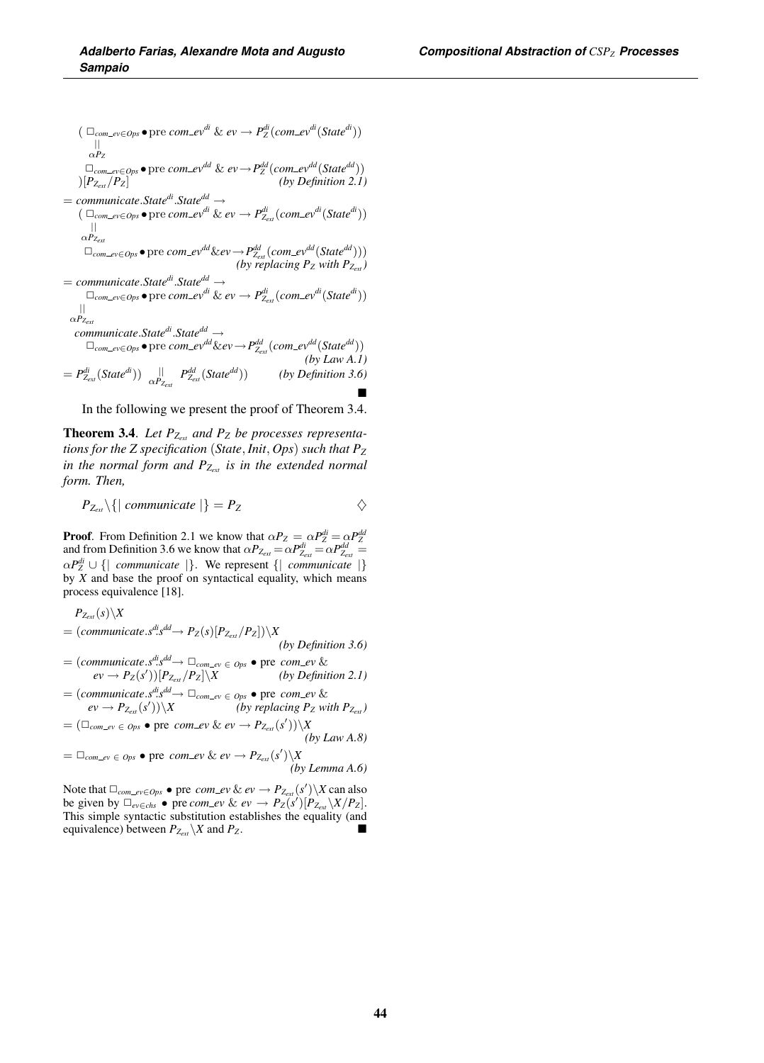$$
\begin{array}{l}
(\ \Box_{com\_ev \in Ops} \bullet \text{pre}\ com\_ev^{di}\ \&\ ev \rightarrow P_Z^{di}(com\_ev^{di}(State^{di})) \\
\quad \underset{\alpha P_Z}{||} \\
\quad \Box_{com\_ev \in Ops} \bullet \text{pre}\ com\_ev^{dd}\ \&\ ev \rightarrow P_Z^{dd}(com\_ev^{dd}(State^{dd})) \\
)[P_{Z_{ext}}/P_Z] \qquad \textit{(by Definition 2.1)} \\
= communicate.State^{di}.State^{dd} \rightarrow \\
\quad (\ \Box_{com\_ev \in Ops} \bullet \text{pre}\ com\_ev^{di}\ \&\ ev \rightarrow P_{Z_{ext}}^{di}(com\_ev^{di}(State^{di})) \\
\quad \underset{\alpha P_{Z_{ext}}}{||} \\
\quad \Box_{com\_ev \in Ops} \bullet \text{pre}\ com\_ev^{dd} \& ev \rightarrow P_{Z_{ext}}^{dd}(com\_ev^{dd}(State^{dd}))) \\
\qquad \textit{(by replacing } P_Z \textit{ with } P_{Z_{ext}}\textit{)} \\
= communicate.State^{di}.State^{dd} \rightarrow \\
\quad \Box_{com\_ev \in Ops} \bullet \text{pre}\ com\_ev^{di}\ \&\ ev \rightarrow P_{Z_{ext}}^{di}(com\_ev^{di}(State^{di})) \\
\underset{\alpha P_{Z_{ext}}}{||} \\
communicate.State^{di}.State^{dd} \rightarrow \\
\quad \Box_{com\_ev \in Ops} \bullet \text{pre}\ com\_ev^{dd} \& ev \rightarrow P_{Z_{ext}}^{dd}(com\_ev^{dd}(State^{dd})) \\
\qquad \textit{(by Law A.1)} \\
= P_{Z_{ext}}^{di}(State^{di})) \underset{\alpha P_{Z_{ext}}}{||} P_{Z_{ext}}^{dd}(State^{dd})) \qquad \textit{(by Definition 3.6)}
\end{array}
$$

■

In the following we present the proof of Theorem 3.4.

**Theorem 3.4**. *Let $P_{Z_{ext}}$ and $P_Z$ be processes representations for the Z specification $(State, Init, Ops)$ such that $P_Z$ in the normal form and $P_{Z_{ext}}$ is in the extended normal form. Then,*

$$
P_{Z_{ext}} \backslash \{| \ communicate \ |\} = P_Z \qquad \diamondsuit
$$

**Proof**. From Definition 2.1 we know that $\alpha P_Z = \alpha P_Z^{di} = \alpha P_Z^{dd}$ and from Definition 3.6 we know that $\alpha P_{Z_{ext}} = \alpha P_{Z_{ext}}^{di} = \alpha P_{Z_{ext}}^{dd} = \alpha P_Z^{di} \cup \{| \ communicate \ |\}$. We represent $\{| \ communicate \ |\}$ by $X$ and base the proof on syntactical equality, which means process equivalence [18].

$$
\begin{array}{l}
P_{Z_{ext}}(s) \backslash X \\
= (communicate.s^{di}.s^{dd} \rightarrow P_Z(s)[P_{Z_{ext}}/P_Z]) \backslash X \\
\qquad \textit{(by Definition 3.6)} \\
= (communicate.s^{di}.s^{dd} \rightarrow \Box_{com\_ev \ \in \ Ops} \bullet \text{pre} \ com\_ev \ \& \\
\qquad ev \rightarrow P_Z(s'))[P_{Z_{ext}}/P_Z] \backslash X \qquad \textit{(by Definition 2.1)} \\
= (communicate.s^{di}.s^{dd} \rightarrow \Box_{com\_ev \ \in \ Ops} \bullet \text{pre} \ com\_ev \ \& \\
\qquad ev \rightarrow P_{Z_{ext}}(s')) \backslash X \qquad \textit{(by replacing } P_Z \textit{ with } P_{Z_{ext}}\textit{)} \\
= (\Box_{com\_ev \ \in \ Ops} \bullet \text{pre} \ com\_ev \ \& \ ev \rightarrow P_{Z_{ext}}(s')) \backslash X \\
\qquad \textit{(by Law A.8)} \\
= \Box_{com\_ev \ \in \ Ops} \bullet \text{pre} \ com\_ev \ \& \ ev \rightarrow P_{Z_{ext}}(s') \backslash X \\
\qquad \textit{(by Lemma A.6)}
\end{array}
$$

Note that $\Box_{com\_ev \in Ops} \bullet \text{pre} \ com\_ev \ \& \ ev \rightarrow P_{Z_{ext}}(s') \backslash X$ can also be given by $\Box_{ev \in chs} \bullet \text{pre} \ com\_ev \ \& \ ev \rightarrow P_Z(s')[P_{Z_{ext}} \backslash X / P_Z]$. This simple syntactic substitution establishes the equality (and equivalence) between $P_{Z_{ext}} \backslash X$ and $P_Z$. ■